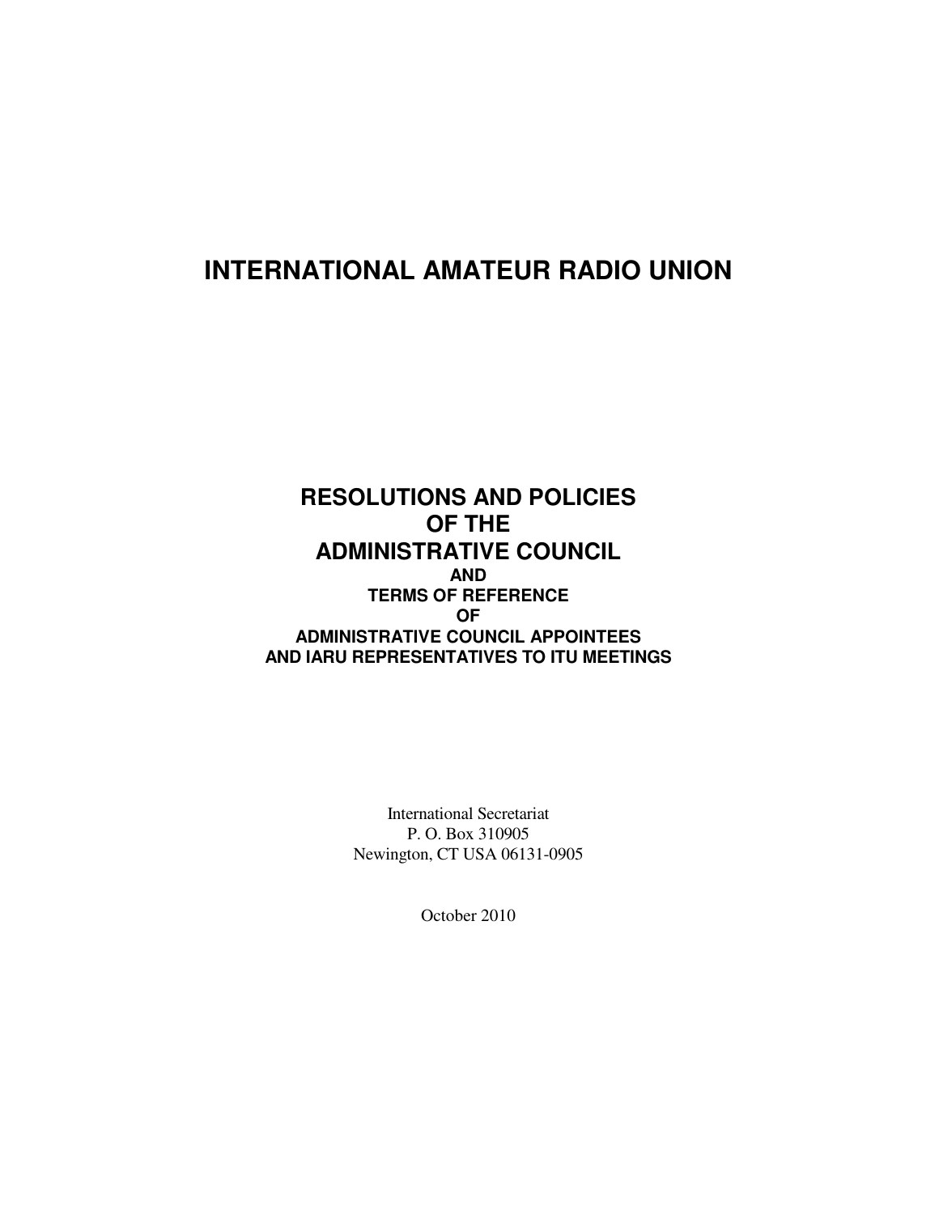# INTERNATIONAL AMATEUR RADIO UNION

## RESOLUTIONS AND POLICIES
## OF THE
## ADMINISTRATIVE COUNCIL

**AND**
**TERMS OF REFERENCE**
**OF**
**ADMINISTRATIVE COUNCIL APPOINTEES**
**AND IARU REPRESENTATIVES TO ITU MEETINGS**

International Secretariat
P. O. Box 310905
Newington, CT USA 06131-0905

October 2010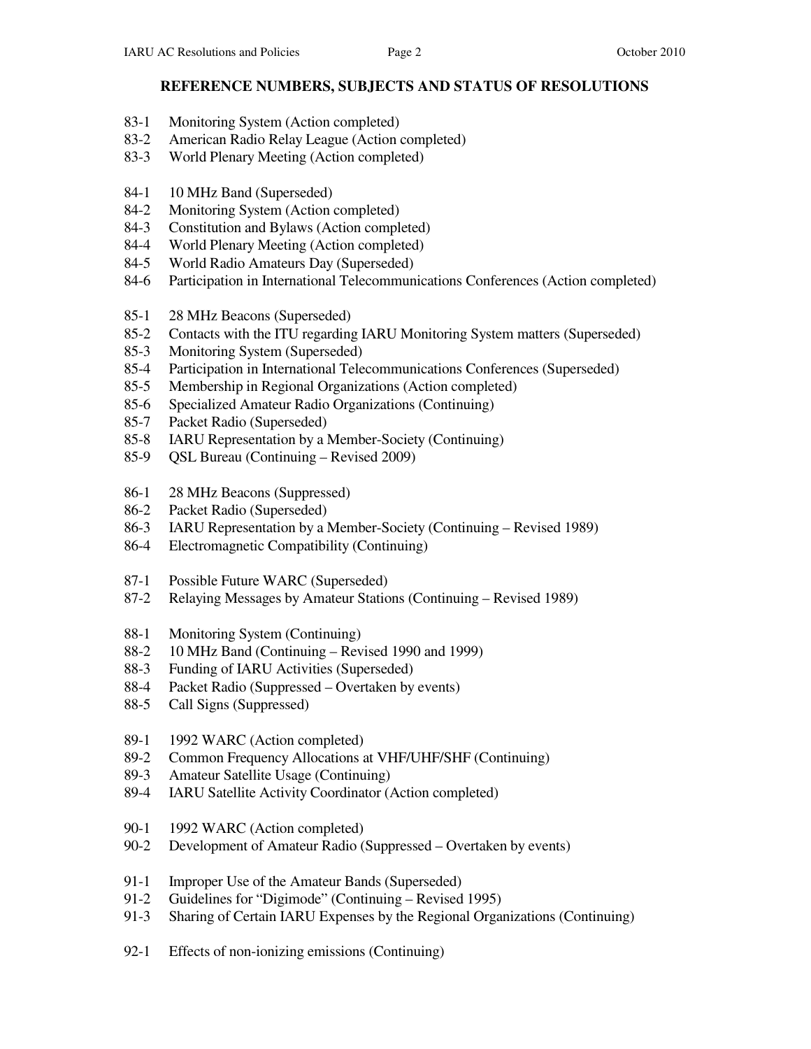## REFERENCE NUMBERS, SUBJECTS AND STATUS OF RESOLUTIONS

83-1 Monitoring System (Action completed)
83-2 American Radio Relay League (Action completed)
83-3 World Plenary Meeting (Action completed)

84-1 10 MHz Band (Superseded)
84-2 Monitoring System (Action completed)
84-3 Constitution and Bylaws (Action completed)
84-4 World Plenary Meeting (Action completed)
84-5 World Radio Amateurs Day (Superseded)
84-6 Participation in International Telecommunications Conferences (Action completed)

85-1 28 MHz Beacons (Superseded)
85-2 Contacts with the ITU regarding IARU Monitoring System matters (Superseded)
85-3 Monitoring System (Superseded)
85-4 Participation in International Telecommunications Conferences (Superseded)
85-5 Membership in Regional Organizations (Action completed)
85-6 Specialized Amateur Radio Organizations (Continuing)
85-7 Packet Radio (Superseded)
85-8 IARU Representation by a Member-Society (Continuing)
85-9 QSL Bureau (Continuing – Revised 2009)

86-1 28 MHz Beacons (Suppressed)
86-2 Packet Radio (Superseded)
86-3 IARU Representation by a Member-Society (Continuing – Revised 1989)
86-4 Electromagnetic Compatibility (Continuing)

87-1 Possible Future WARC (Superseded)
87-2 Relaying Messages by Amateur Stations (Continuing – Revised 1989)

88-1 Monitoring System (Continuing)
88-2 10 MHz Band (Continuing – Revised 1990 and 1999)
88-3 Funding of IARU Activities (Superseded)
88-4 Packet Radio (Suppressed – Overtaken by events)
88-5 Call Signs (Suppressed)

89-1 1992 WARC (Action completed)
89-2 Common Frequency Allocations at VHF/UHF/SHF (Continuing)
89-3 Amateur Satellite Usage (Continuing)
89-4 IARU Satellite Activity Coordinator (Action completed)

90-1 1992 WARC (Action completed)
90-2 Development of Amateur Radio (Suppressed – Overtaken by events)

91-1 Improper Use of the Amateur Bands (Superseded)
91-2 Guidelines for "Digimode" (Continuing – Revised 1995)
91-3 Sharing of Certain IARU Expenses by the Regional Organizations (Continuing)

92-1 Effects of non-ionizing emissions (Continuing)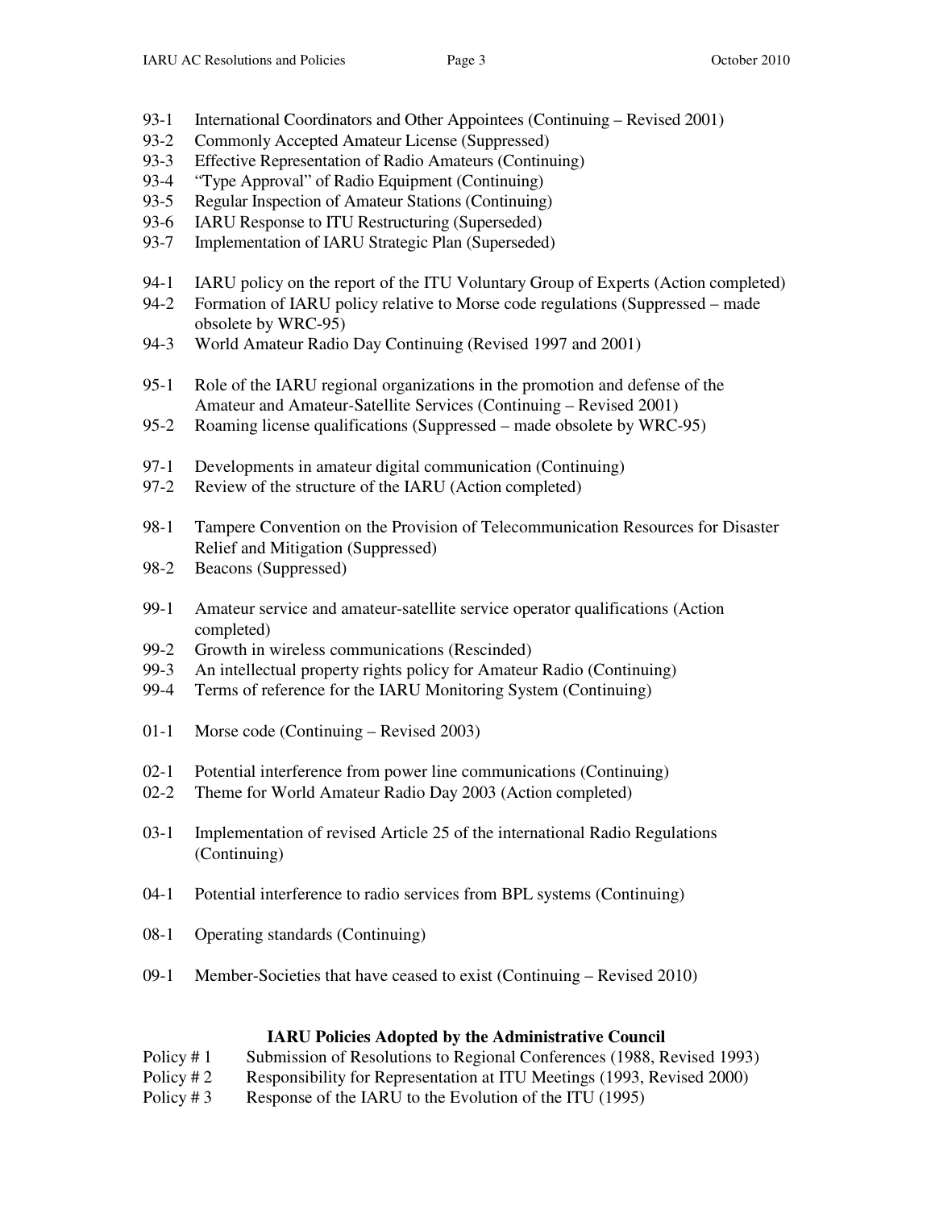93-1 International Coordinators and Other Appointees (Continuing – Revised 2001)
93-2 Commonly Accepted Amateur License (Suppressed)
93-3 Effective Representation of Radio Amateurs (Continuing)
93-4 "Type Approval" of Radio Equipment (Continuing)
93-5 Regular Inspection of Amateur Stations (Continuing)
93-6 IARU Response to ITU Restructuring (Superseded)
93-7 Implementation of IARU Strategic Plan (Superseded)

94-1 IARU policy on the report of the ITU Voluntary Group of Experts (Action completed)
94-2 Formation of IARU policy relative to Morse code regulations (Suppressed – made obsolete by WRC-95)
94-3 World Amateur Radio Day Continuing (Revised 1997 and 2001)

95-1 Role of the IARU regional organizations in the promotion and defense of the Amateur and Amateur-Satellite Services (Continuing – Revised 2001)
95-2 Roaming license qualifications (Suppressed – made obsolete by WRC-95)

97-1 Developments in amateur digital communication (Continuing)
97-2 Review of the structure of the IARU (Action completed)

98-1 Tampere Convention on the Provision of Telecommunication Resources for Disaster Relief and Mitigation (Suppressed)
98-2 Beacons (Suppressed)

99-1 Amateur service and amateur-satellite service operator qualifications (Action completed)
99-2 Growth in wireless communications (Rescinded)
99-3 An intellectual property rights policy for Amateur Radio (Continuing)
99-4 Terms of reference for the IARU Monitoring System (Continuing)

01-1 Morse code (Continuing – Revised 2003)

02-1 Potential interference from power line communications (Continuing)
02-2 Theme for World Amateur Radio Day 2003 (Action completed)

03-1 Implementation of revised Article 25 of the international Radio Regulations (Continuing)

04-1 Potential interference to radio services from BPL systems (Continuing)

08-1 Operating standards (Continuing)

09-1 Member-Societies that have ceased to exist (Continuing – Revised 2010)

**IARU Policies Adopted by the Administrative Council**

Policy # 1 Submission of Resolutions to Regional Conferences (1988, Revised 1993)
Policy # 2 Responsibility for Representation at ITU Meetings (1993, Revised 2000)
Policy # 3 Response of the IARU to the Evolution of the ITU (1995)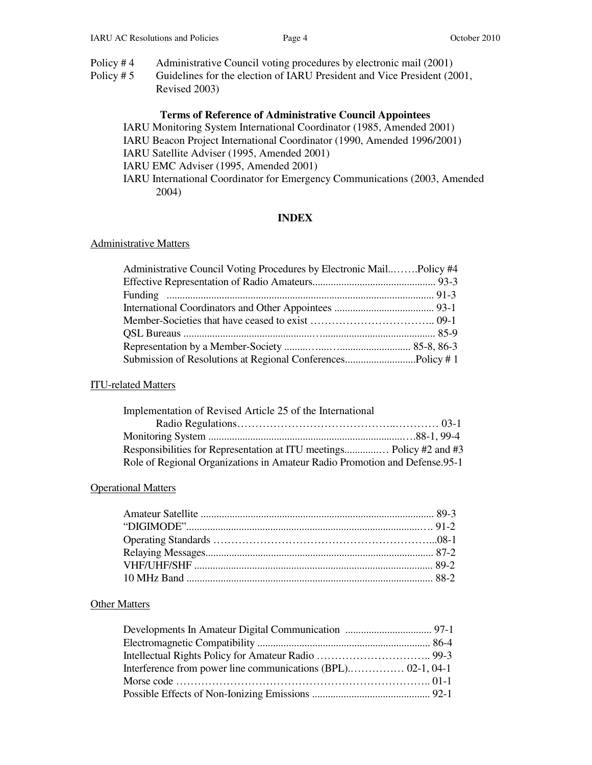Policy # 4 Administrative Council voting procedures by electronic mail (2001)

Policy # 5 Guidelines for the election of IARU President and Vice President (2001, Revised 2003)

**Terms of Reference of Administrative Council Appointees**

IARU Monitoring System International Coordinator (1985, Amended 2001)

IARU Beacon Project International Coordinator (1990, Amended 1996/2001)

IARU Satellite Adviser (1995, Amended 2001)

IARU EMC Adviser (1995, Amended 2001)

IARU International Coordinator for Emergency Communications (2003, Amended 2004)

## INDEX

Administrative Matters

Administrative Council Voting Procedures by Electronic Mail........Policy #4
Effective Representation of Radio Amateurs.............................................. 93-3
Funding .................................................................................................... 91-3
International Coordinators and Other Appointees ...................................... 93-1
Member-Societies that have ceased to exist …………………………….. 09-1
QSL Bureaus ............................................…......................................... 85-9
Representation by a Member-Society ........…....…........................... 85-8, 86-3
Submission of Resolutions at Regional Conferences..........................Policy # 1

ITU-related Matters

Implementation of Revised Article 25 of the International Radio Regulations……………………………………..………… 03-1
Monitoring System ...........................................................................…88-1, 99-4
Responsibilities for Representation at ITU meetings..............… Policy #2 and #3
Role of Regional Organizations in Amateur Radio Promotion and Defense.95-1

Operational Matters

Amateur Satellite ....................................................................................... 89-3
"DIGIMODE"...........................................................................….. 91-2
Operating Standards ……………………………………………………...08-1
Relaying Messages...................................................................................... 87-2
VHF/UHF/SHF .......................................................................................... 89-2
10 MHz Band ............................................................................................. 88-2

Other Matters

Developments In Amateur Digital Communication ................................ 97-1
Electromagnetic Compatibility ................................................................. 86-4
Intellectual Rights Policy for Amateur Radio ………………………….. 99-3
Interference from power line communications (BPL).…………… 02-1, 04-1
Morse code …………………………………………………………….. 01-1
Possible Effects of Non-Ionizing Emissions ............................................ 92-1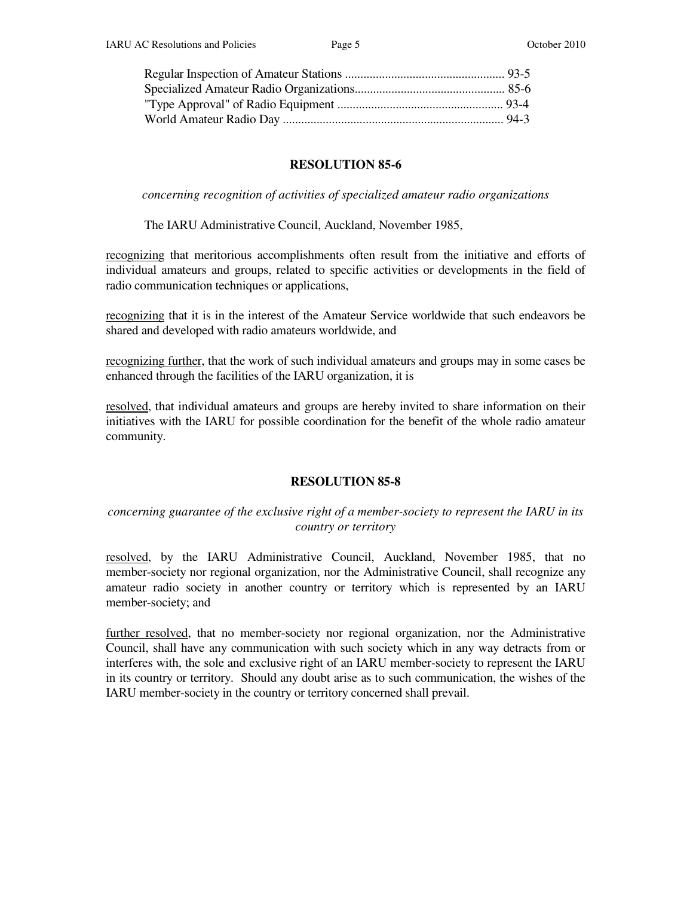Regular Inspection of Amateur Stations .................................................... 93-5
Specialized Amateur Radio Organizations................................................. 85-6
"Type Approval" of Radio Equipment ...................................................... 93-4
World Amateur Radio Day ........................................................................ 94-3

## RESOLUTION 85-6

*concerning recognition of activities of specialized amateur radio organizations*

The IARU Administrative Council, Auckland, November 1985,

recognizing that meritorious accomplishments often result from the initiative and efforts of individual amateurs and groups, related to specific activities or developments in the field of radio communication techniques or applications,

recognizing that it is in the interest of the Amateur Service worldwide that such endeavors be shared and developed with radio amateurs worldwide, and

recognizing further, that the work of such individual amateurs and groups may in some cases be enhanced through the facilities of the IARU organization, it is

resolved, that individual amateurs and groups are hereby invited to share information on their initiatives with the IARU for possible coordination for the benefit of the whole radio amateur community.

## RESOLUTION 85-8

*concerning guarantee of the exclusive right of a member-society to represent the IARU in its country or territory*

resolved, by the IARU Administrative Council, Auckland, November 1985, that no member-society nor regional organization, nor the Administrative Council, shall recognize any amateur radio society in another country or territory which is represented by an IARU member-society; and

further resolved, that no member-society nor regional organization, nor the Administrative Council, shall have any communication with such society which in any way detracts from or interferes with, the sole and exclusive right of an IARU member-society to represent the IARU in its country or territory. Should any doubt arise as to such communication, the wishes of the IARU member-society in the country or territory concerned shall prevail.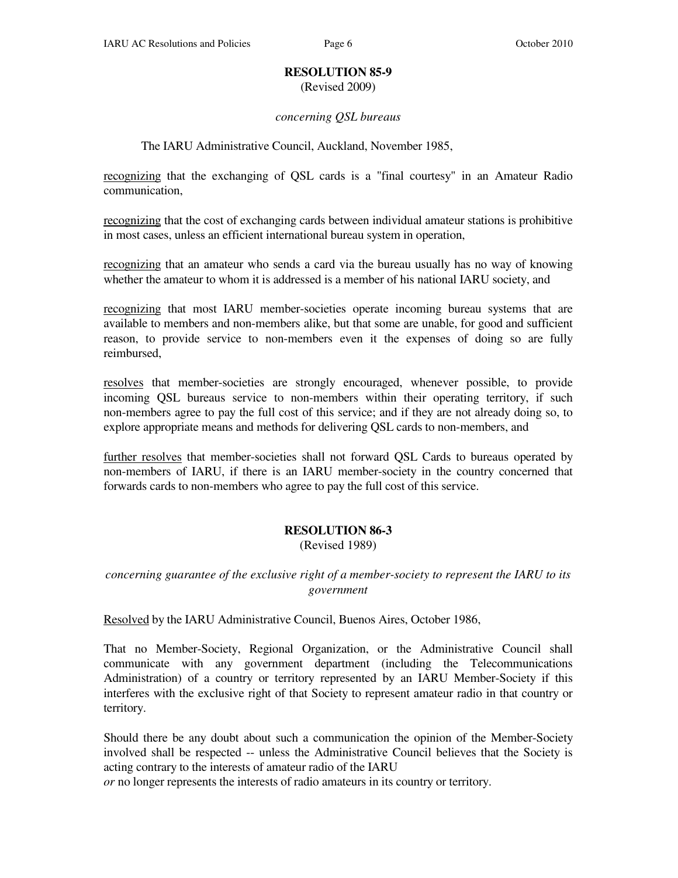## RESOLUTION 85-9
(Revised 2009)

*concerning QSL bureaus*

The IARU Administrative Council, Auckland, November 1985,

recognizing that the exchanging of QSL cards is a "final courtesy" in an Amateur Radio communication,

recognizing that the cost of exchanging cards between individual amateur stations is prohibitive in most cases, unless an efficient international bureau system in operation,

recognizing that an amateur who sends a card via the bureau usually has no way of knowing whether the amateur to whom it is addressed is a member of his national IARU society, and

recognizing that most IARU member-societies operate incoming bureau systems that are available to members and non-members alike, but that some are unable, for good and sufficient reason, to provide service to non-members even it the expenses of doing so are fully reimbursed,

resolves that member-societies are strongly encouraged, whenever possible, to provide incoming QSL bureaus service to non-members within their operating territory, if such non-members agree to pay the full cost of this service; and if they are not already doing so, to explore appropriate means and methods for delivering QSL cards to non-members, and

further resolves that member-societies shall not forward QSL Cards to bureaus operated by non-members of IARU, if there is an IARU member-society in the country concerned that forwards cards to non-members who agree to pay the full cost of this service.

## RESOLUTION 86-3
(Revised 1989)

*concerning guarantee of the exclusive right of a member-society to represent the IARU to its government*

Resolved by the IARU Administrative Council, Buenos Aires, October 1986,

That no Member-Society, Regional Organization, or the Administrative Council shall communicate with any government department (including the Telecommunications Administration) of a country or territory represented by an IARU Member-Society if this interferes with the exclusive right of that Society to represent amateur radio in that country or territory.

Should there be any doubt about such a communication the opinion of the Member-Society involved shall be respected -- unless the Administrative Council believes that the Society is acting contrary to the interests of amateur radio of the IARU
*or* no longer represents the interests of radio amateurs in its country or territory.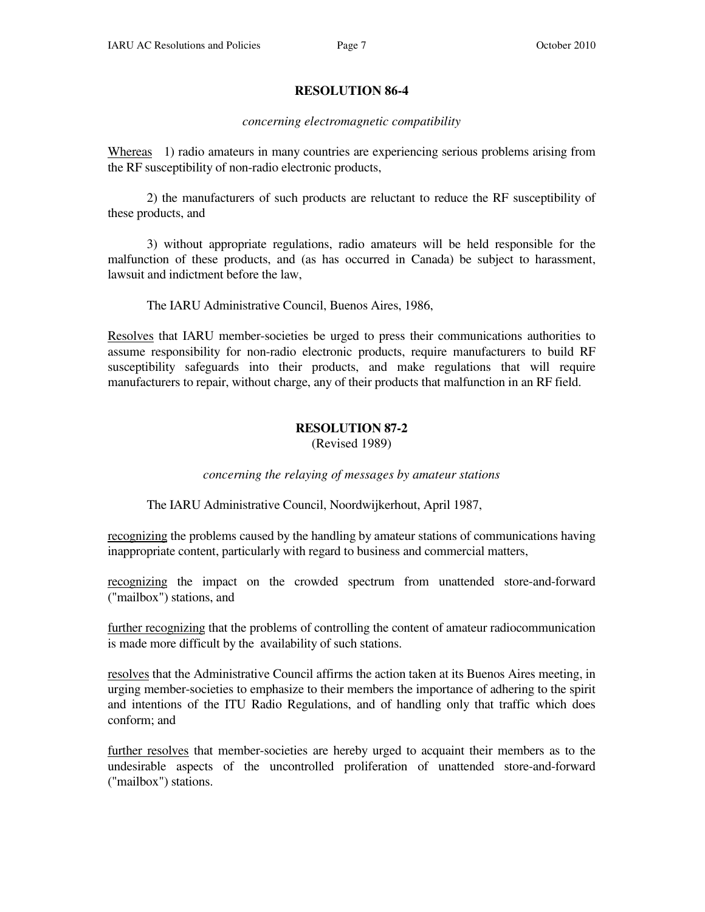## RESOLUTION 86-4

*concerning electromagnetic compatibility*

Whereas 1) radio amateurs in many countries are experiencing serious problems arising from the RF susceptibility of non-radio electronic products,

2) the manufacturers of such products are reluctant to reduce the RF susceptibility of these products, and

3) without appropriate regulations, radio amateurs will be held responsible for the malfunction of these products, and (as has occurred in Canada) be subject to harassment, lawsuit and indictment before the law,

The IARU Administrative Council, Buenos Aires, 1986,

Resolves that IARU member-societies be urged to press their communications authorities to assume responsibility for non-radio electronic products, require manufacturers to build RF susceptibility safeguards into their products, and make regulations that will require manufacturers to repair, without charge, any of their products that malfunction in an RF field.

## RESOLUTION 87-2

(Revised 1989)

*concerning the relaying of messages by amateur stations*

The IARU Administrative Council, Noordwijkerhout, April 1987,

recognizing the problems caused by the handling by amateur stations of communications having inappropriate content, particularly with regard to business and commercial matters,

recognizing the impact on the crowded spectrum from unattended store-and-forward ("mailbox") stations, and

further recognizing that the problems of controlling the content of amateur radiocommunication is made more difficult by the availability of such stations.

resolves that the Administrative Council affirms the action taken at its Buenos Aires meeting, in urging member-societies to emphasize to their members the importance of adhering to the spirit and intentions of the ITU Radio Regulations, and of handling only that traffic which does conform; and

further resolves that member-societies are hereby urged to acquaint their members as to the undesirable aspects of the uncontrolled proliferation of unattended store-and-forward ("mailbox") stations.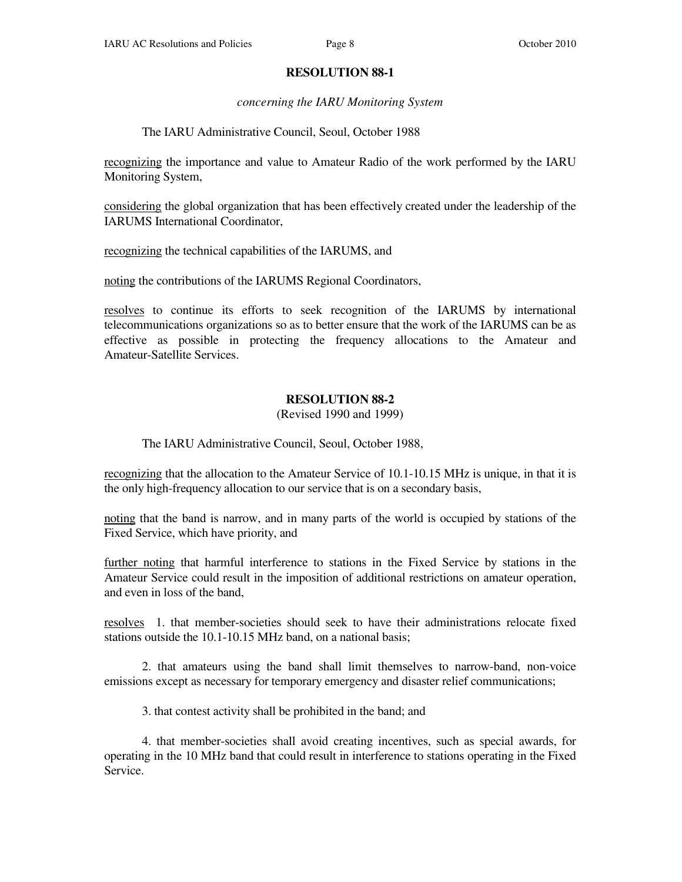## RESOLUTION 88-1

*concerning the IARU Monitoring System*

The IARU Administrative Council, Seoul, October 1988

recognizing the importance and value to Amateur Radio of the work performed by the IARU Monitoring System,

considering the global organization that has been effectively created under the leadership of the IARUMS International Coordinator,

recognizing the technical capabilities of the IARUMS, and

noting the contributions of the IARUMS Regional Coordinators,

resolves to continue its efforts to seek recognition of the IARUMS by international telecommunications organizations so as to better ensure that the work of the IARUMS can be as effective as possible in protecting the frequency allocations to the Amateur and Amateur-Satellite Services.

## RESOLUTION 88-2

(Revised 1990 and 1999)

The IARU Administrative Council, Seoul, October 1988,

recognizing that the allocation to the Amateur Service of 10.1-10.15 MHz is unique, in that it is the only high-frequency allocation to our service that is on a secondary basis,

noting that the band is narrow, and in many parts of the world is occupied by stations of the Fixed Service, which have priority, and

further noting that harmful interference to stations in the Fixed Service by stations in the Amateur Service could result in the imposition of additional restrictions on amateur operation, and even in loss of the band,

resolves 1. that member-societies should seek to have their administrations relocate fixed stations outside the 10.1-10.15 MHz band, on a national basis;

2. that amateurs using the band shall limit themselves to narrow-band, non-voice emissions except as necessary for temporary emergency and disaster relief communications;

3. that contest activity shall be prohibited in the band; and

4. that member-societies shall avoid creating incentives, such as special awards, for operating in the 10 MHz band that could result in interference to stations operating in the Fixed Service.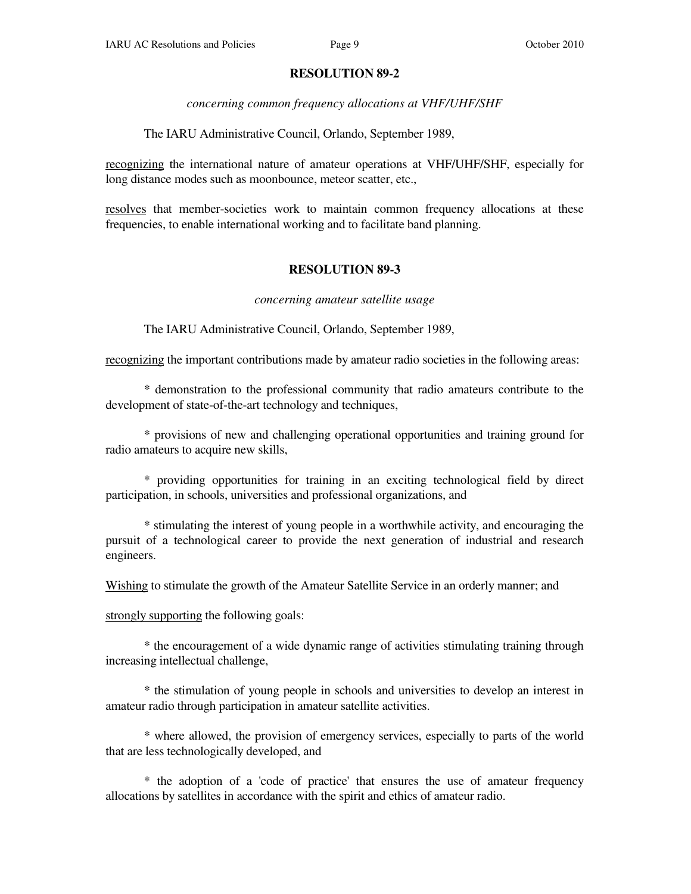## RESOLUTION 89-2

*concerning common frequency allocations at VHF/UHF/SHF*

The IARU Administrative Council, Orlando, September 1989,

recognizing the international nature of amateur operations at VHF/UHF/SHF, especially for long distance modes such as moonbounce, meteor scatter, etc.,

resolves that member-societies work to maintain common frequency allocations at these frequencies, to enable international working and to facilitate band planning.

## RESOLUTION 89-3

*concerning amateur satellite usage*

The IARU Administrative Council, Orlando, September 1989,

recognizing the important contributions made by amateur radio societies in the following areas:

* demonstration to the professional community that radio amateurs contribute to the development of state-of-the-art technology and techniques,

* provisions of new and challenging operational opportunities and training ground for radio amateurs to acquire new skills,

* providing opportunities for training in an exciting technological field by direct participation, in schools, universities and professional organizations, and

* stimulating the interest of young people in a worthwhile activity, and encouraging the pursuit of a technological career to provide the next generation of industrial and research engineers.

Wishing to stimulate the growth of the Amateur Satellite Service in an orderly manner; and

strongly supporting the following goals:

* the encouragement of a wide dynamic range of activities stimulating training through increasing intellectual challenge,

* the stimulation of young people in schools and universities to develop an interest in amateur radio through participation in amateur satellite activities.

* where allowed, the provision of emergency services, especially to parts of the world that are less technologically developed, and

* the adoption of a 'code of practice' that ensures the use of amateur frequency allocations by satellites in accordance with the spirit and ethics of amateur radio.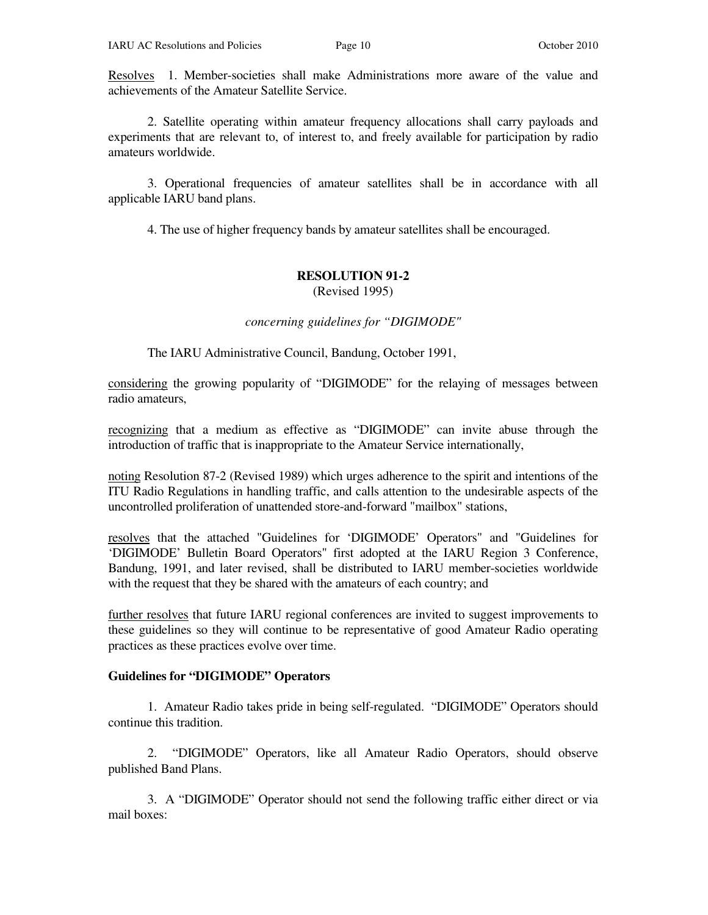Resolves 1. Member-societies shall make Administrations more aware of the value and achievements of the Amateur Satellite Service.

2. Satellite operating within amateur frequency allocations shall carry payloads and experiments that are relevant to, of interest to, and freely available for participation by radio amateurs worldwide.

3. Operational frequencies of amateur satellites shall be in accordance with all applicable IARU band plans.

4. The use of higher frequency bands by amateur satellites shall be encouraged.

## RESOLUTION 91-2

(Revised 1995)

*concerning guidelines for "DIGIMODE"*

The IARU Administrative Council, Bandung, October 1991,

considering the growing popularity of "DIGIMODE" for the relaying of messages between radio amateurs,

recognizing that a medium as effective as "DIGIMODE" can invite abuse through the introduction of traffic that is inappropriate to the Amateur Service internationally,

noting Resolution 87-2 (Revised 1989) which urges adherence to the spirit and intentions of the ITU Radio Regulations in handling traffic, and calls attention to the undesirable aspects of the uncontrolled proliferation of unattended store-and-forward "mailbox" stations,

resolves that the attached "Guidelines for 'DIGIMODE' Operators" and "Guidelines for 'DIGIMODE' Bulletin Board Operators" first adopted at the IARU Region 3 Conference, Bandung, 1991, and later revised, shall be distributed to IARU member-societies worldwide with the request that they be shared with the amateurs of each country; and

further resolves that future IARU regional conferences are invited to suggest improvements to these guidelines so they will continue to be representative of good Amateur Radio operating practices as these practices evolve over time.

### Guidelines for "DIGIMODE" Operators

1. Amateur Radio takes pride in being self-regulated. "DIGIMODE" Operators should continue this tradition.

2. "DIGIMODE" Operators, like all Amateur Radio Operators, should observe published Band Plans.

3. A "DIGIMODE" Operator should not send the following traffic either direct or via mail boxes: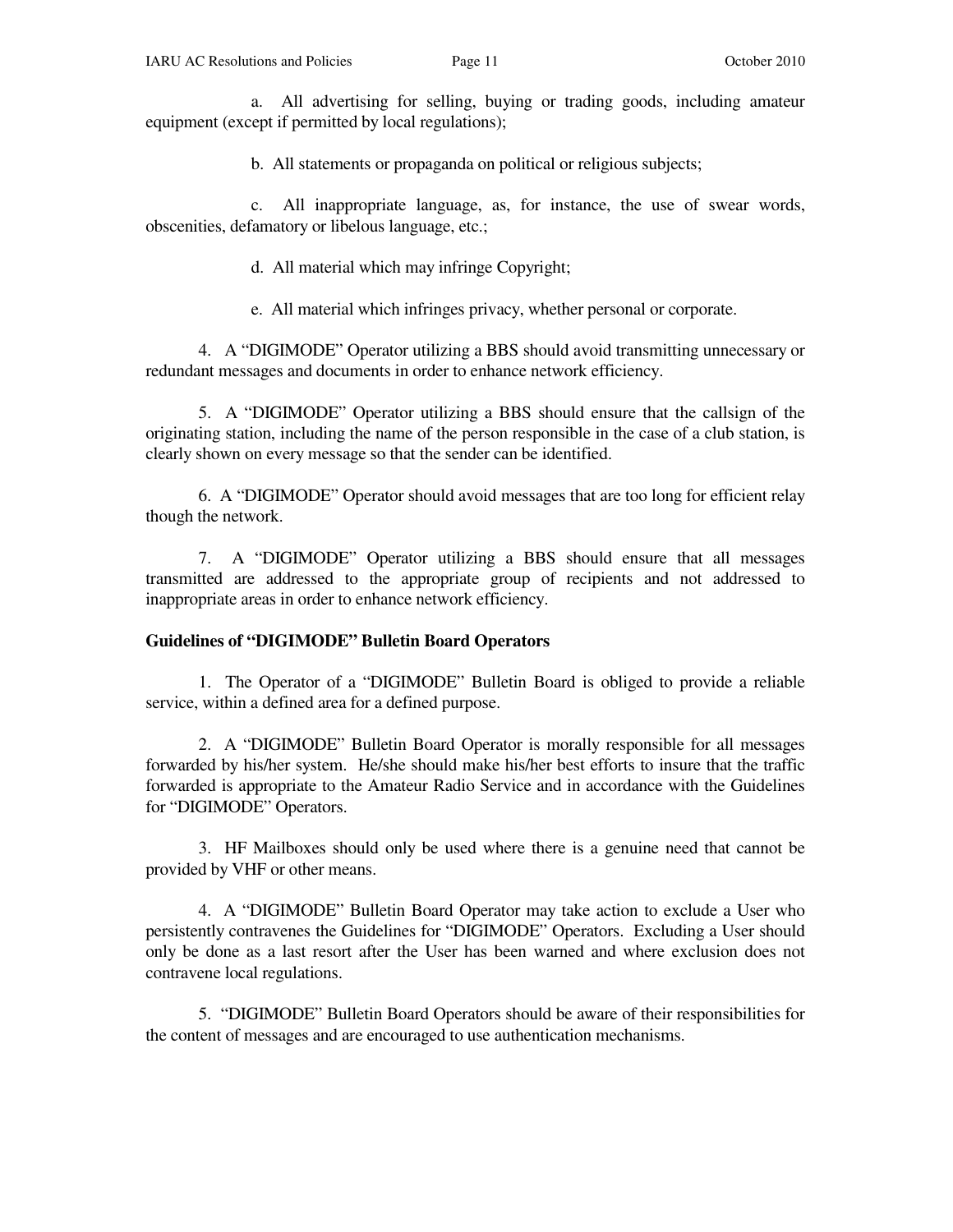a. All advertising for selling, buying or trading goods, including amateur equipment (except if permitted by local regulations);

b. All statements or propaganda on political or religious subjects;

c. All inappropriate language, as, for instance, the use of swear words, obscenities, defamatory or libelous language, etc.;

d. All material which may infringe Copyright;

e. All material which infringes privacy, whether personal or corporate.

4. A "DIGIMODE" Operator utilizing a BBS should avoid transmitting unnecessary or redundant messages and documents in order to enhance network efficiency.

5. A "DIGIMODE" Operator utilizing a BBS should ensure that the callsign of the originating station, including the name of the person responsible in the case of a club station, is clearly shown on every message so that the sender can be identified.

6. A "DIGIMODE" Operator should avoid messages that are too long for efficient relay though the network.

7. A "DIGIMODE" Operator utilizing a BBS should ensure that all messages transmitted are addressed to the appropriate group of recipients and not addressed to inappropriate areas in order to enhance network efficiency.

**Guidelines of "DIGIMODE" Bulletin Board Operators**

1. The Operator of a "DIGIMODE" Bulletin Board is obliged to provide a reliable service, within a defined area for a defined purpose.

2. A "DIGIMODE" Bulletin Board Operator is morally responsible for all messages forwarded by his/her system. He/she should make his/her best efforts to insure that the traffic forwarded is appropriate to the Amateur Radio Service and in accordance with the Guidelines for "DIGIMODE" Operators.

3. HF Mailboxes should only be used where there is a genuine need that cannot be provided by VHF or other means.

4. A "DIGIMODE" Bulletin Board Operator may take action to exclude a User who persistently contravenes the Guidelines for "DIGIMODE" Operators. Excluding a User should only be done as a last resort after the User has been warned and where exclusion does not contravene local regulations.

5. "DIGIMODE" Bulletin Board Operators should be aware of their responsibilities for the content of messages and are encouraged to use authentication mechanisms.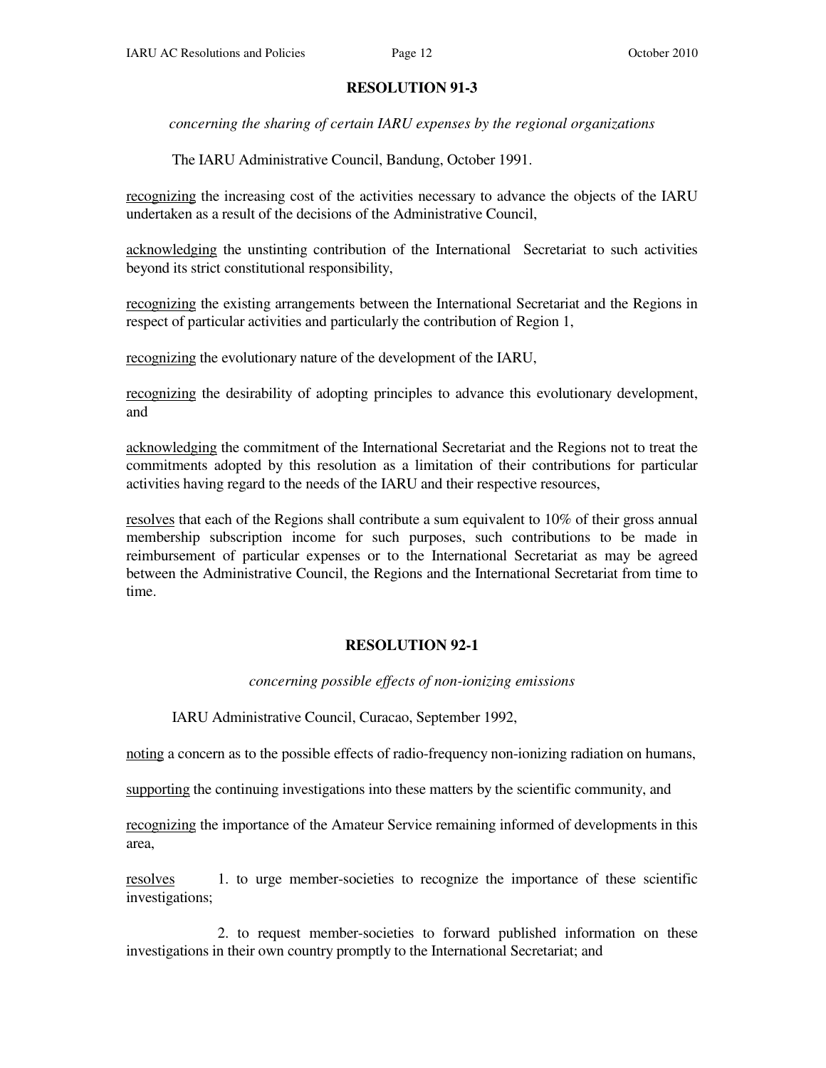## RESOLUTION 91-3

*concerning the sharing of certain IARU expenses by the regional organizations*

The IARU Administrative Council, Bandung, October 1991.

recognizing the increasing cost of the activities necessary to advance the objects of the IARU undertaken as a result of the decisions of the Administrative Council,

acknowledging the unstinting contribution of the International Secretariat to such activities beyond its strict constitutional responsibility,

recognizing the existing arrangements between the International Secretariat and the Regions in respect of particular activities and particularly the contribution of Region 1,

recognizing the evolutionary nature of the development of the IARU,

recognizing the desirability of adopting principles to advance this evolutionary development, and

acknowledging the commitment of the International Secretariat and the Regions not to treat the commitments adopted by this resolution as a limitation of their contributions for particular activities having regard to the needs of the IARU and their respective resources,

resolves that each of the Regions shall contribute a sum equivalent to 10% of their gross annual membership subscription income for such purposes, such contributions to be made in reimbursement of particular expenses or to the International Secretariat as may be agreed between the Administrative Council, the Regions and the International Secretariat from time to time.

## RESOLUTION 92-1

*concerning possible effects of non-ionizing emissions*

IARU Administrative Council, Curacao, September 1992,

noting a concern as to the possible effects of radio-frequency non-ionizing radiation on humans,

supporting the continuing investigations into these matters by the scientific community, and

recognizing the importance of the Amateur Service remaining informed of developments in this area,

resolves 1. to urge member-societies to recognize the importance of these scientific investigations;

2. to request member-societies to forward published information on these investigations in their own country promptly to the International Secretariat; and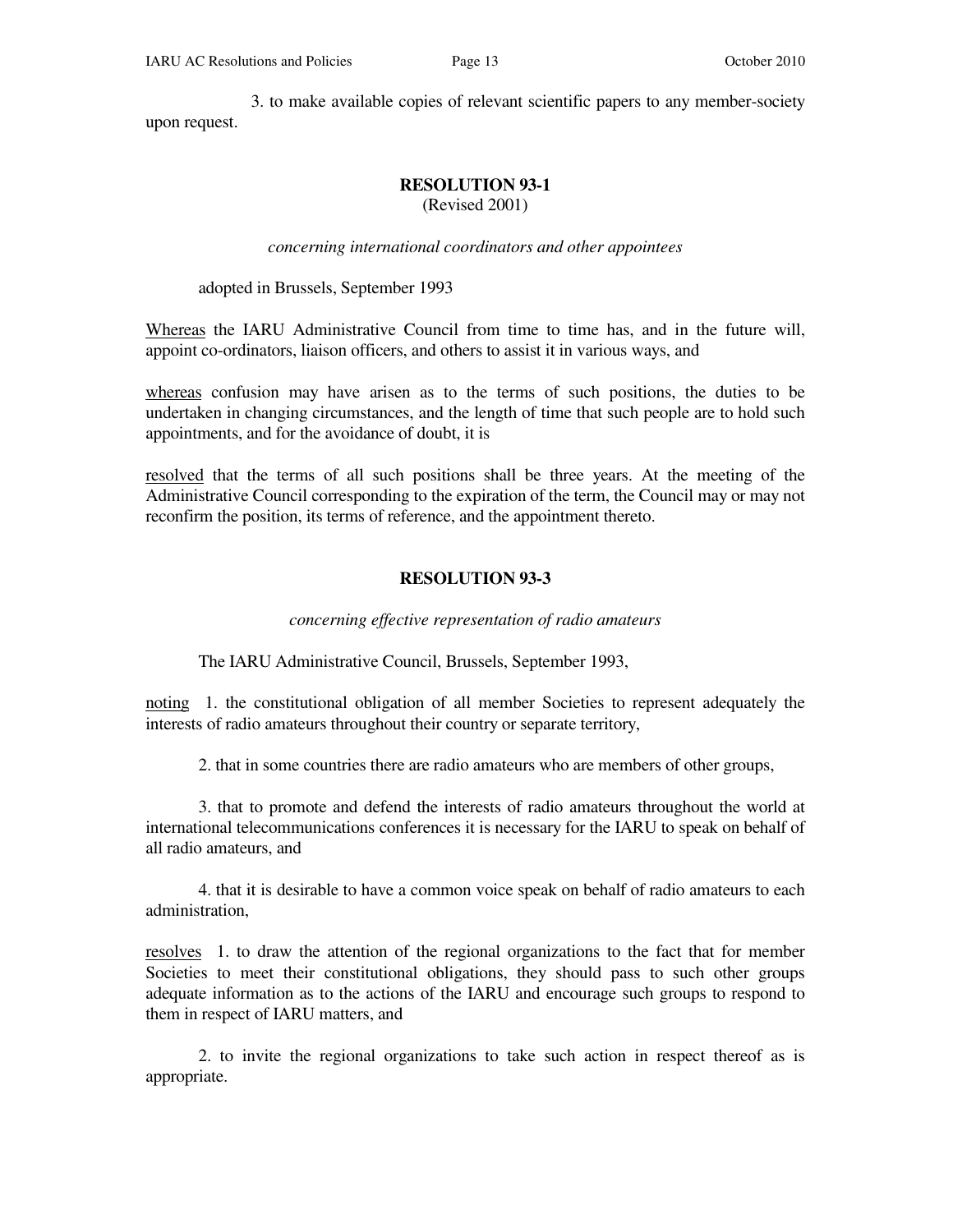3. to make available copies of relevant scientific papers to any member-society upon request.

## RESOLUTION 93-1

(Revised 2001)

*concerning international coordinators and other appointees*

adopted in Brussels, September 1993

Whereas the IARU Administrative Council from time to time has, and in the future will, appoint co-ordinators, liaison officers, and others to assist it in various ways, and

whereas confusion may have arisen as to the terms of such positions, the duties to be undertaken in changing circumstances, and the length of time that such people are to hold such appointments, and for the avoidance of doubt, it is

resolved that the terms of all such positions shall be three years. At the meeting of the Administrative Council corresponding to the expiration of the term, the Council may or may not reconfirm the position, its terms of reference, and the appointment thereto.

## RESOLUTION 93-3

*concerning effective representation of radio amateurs*

The IARU Administrative Council, Brussels, September 1993,

noting 1. the constitutional obligation of all member Societies to represent adequately the interests of radio amateurs throughout their country or separate territory,

2. that in some countries there are radio amateurs who are members of other groups,

3. that to promote and defend the interests of radio amateurs throughout the world at international telecommunications conferences it is necessary for the IARU to speak on behalf of all radio amateurs, and

4. that it is desirable to have a common voice speak on behalf of radio amateurs to each administration,

resolves 1. to draw the attention of the regional organizations to the fact that for member Societies to meet their constitutional obligations, they should pass to such other groups adequate information as to the actions of the IARU and encourage such groups to respond to them in respect of IARU matters, and

2. to invite the regional organizations to take such action in respect thereof as is appropriate.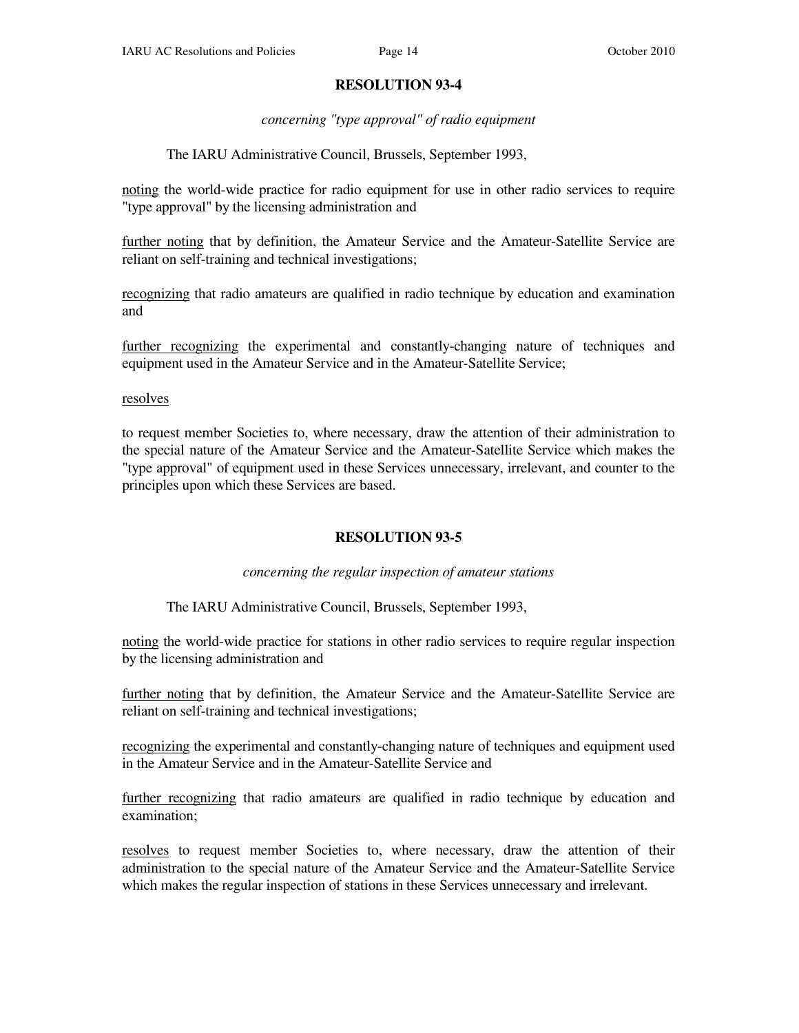## RESOLUTION 93-4

*concerning "type approval" of radio equipment*

The IARU Administrative Council, Brussels, September 1993,

noting the world-wide practice for radio equipment for use in other radio services to require "type approval" by the licensing administration and

further noting that by definition, the Amateur Service and the Amateur-Satellite Service are reliant on self-training and technical investigations;

recognizing that radio amateurs are qualified in radio technique by education and examination and

further recognizing the experimental and constantly-changing nature of techniques and equipment used in the Amateur Service and in the Amateur-Satellite Service;

resolves

to request member Societies to, where necessary, draw the attention of their administration to the special nature of the Amateur Service and the Amateur-Satellite Service which makes the "type approval" of equipment used in these Services unnecessary, irrelevant, and counter to the principles upon which these Services are based.

## RESOLUTION 93-5

*concerning the regular inspection of amateur stations*

The IARU Administrative Council, Brussels, September 1993,

noting the world-wide practice for stations in other radio services to require regular inspection by the licensing administration and

further noting that by definition, the Amateur Service and the Amateur-Satellite Service are reliant on self-training and technical investigations;

recognizing the experimental and constantly-changing nature of techniques and equipment used in the Amateur Service and in the Amateur-Satellite Service and

further recognizing that radio amateurs are qualified in radio technique by education and examination;

resolves to request member Societies to, where necessary, draw the attention of their administration to the special nature of the Amateur Service and the Amateur-Satellite Service which makes the regular inspection of stations in these Services unnecessary and irrelevant.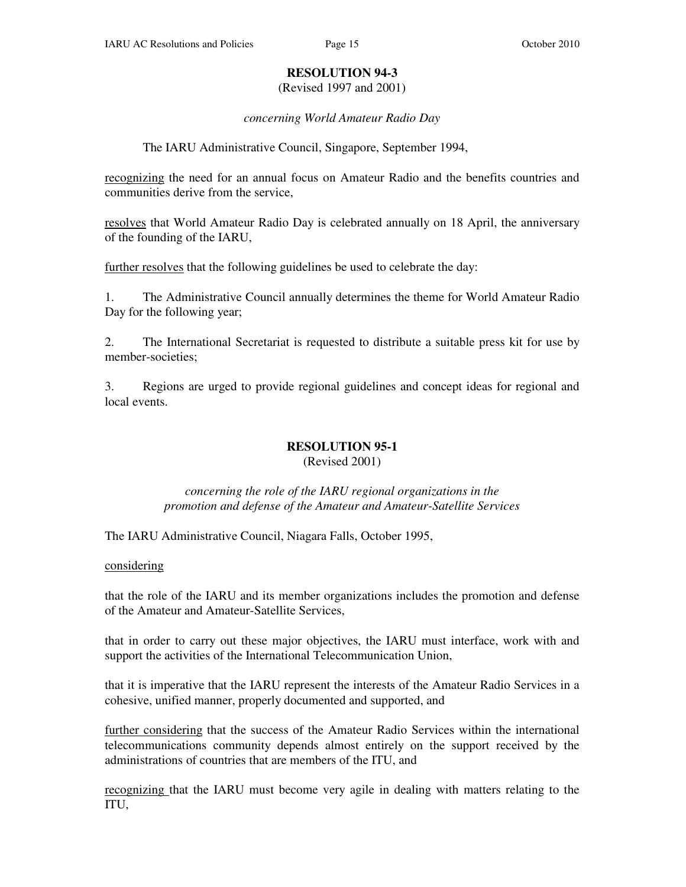## RESOLUTION 94-3

(Revised 1997 and 2001)

*concerning World Amateur Radio Day*

The IARU Administrative Council, Singapore, September 1994,

recognizing the need for an annual focus on Amateur Radio and the benefits countries and communities derive from the service,

resolves that World Amateur Radio Day is celebrated annually on 18 April, the anniversary of the founding of the IARU,

further resolves that the following guidelines be used to celebrate the day:

1. The Administrative Council annually determines the theme for World Amateur Radio Day for the following year;

2. The International Secretariat is requested to distribute a suitable press kit for use by member-societies;

3. Regions are urged to provide regional guidelines and concept ideas for regional and local events.

## RESOLUTION 95-1

(Revised 2001)

*concerning the role of the IARU regional organizations in the promotion and defense of the Amateur and Amateur-Satellite Services*

The IARU Administrative Council, Niagara Falls, October 1995,

considering

that the role of the IARU and its member organizations includes the promotion and defense of the Amateur and Amateur-Satellite Services,

that in order to carry out these major objectives, the IARU must interface, work with and support the activities of the International Telecommunication Union,

that it is imperative that the IARU represent the interests of the Amateur Radio Services in a cohesive, unified manner, properly documented and supported, and

further considering that the success of the Amateur Radio Services within the international telecommunications community depends almost entirely on the support received by the administrations of countries that are members of the ITU, and

recognizing that the IARU must become very agile in dealing with matters relating to the ITU,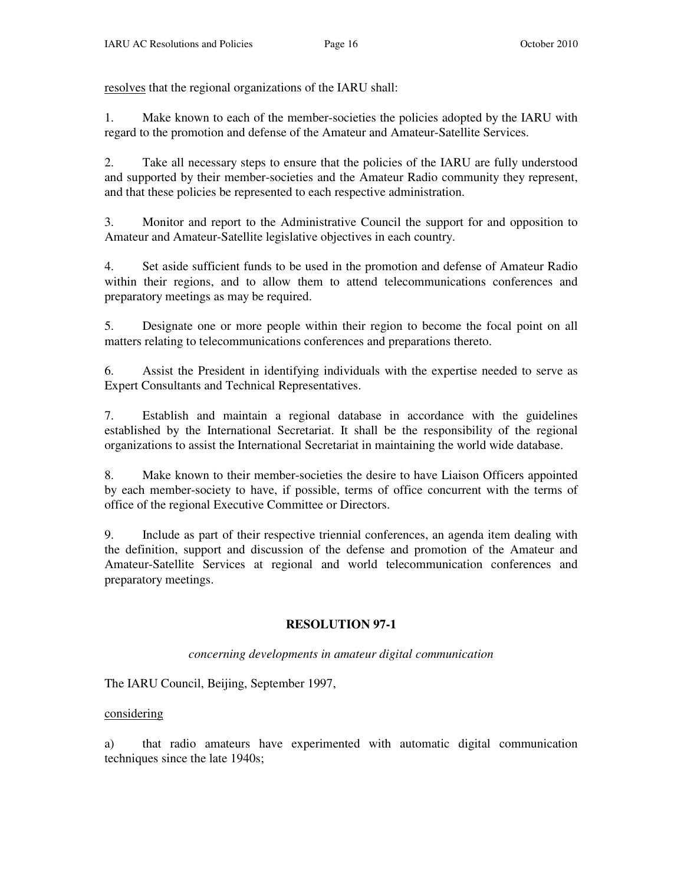<u>resolves</u> that the regional organizations of the IARU shall:

1. Make known to each of the member-societies the policies adopted by the IARU with regard to the promotion and defense of the Amateur and Amateur-Satellite Services.

2. Take all necessary steps to ensure that the policies of the IARU are fully understood and supported by their member-societies and the Amateur Radio community they represent, and that these policies be represented to each respective administration.

3. Monitor and report to the Administrative Council the support for and opposition to Amateur and Amateur-Satellite legislative objectives in each country.

4. Set aside sufficient funds to be used in the promotion and defense of Amateur Radio within their regions, and to allow them to attend telecommunications conferences and preparatory meetings as may be required.

5. Designate one or more people within their region to become the focal point on all matters relating to telecommunications conferences and preparations thereto.

6. Assist the President in identifying individuals with the expertise needed to serve as Expert Consultants and Technical Representatives.

7. Establish and maintain a regional database in accordance with the guidelines established by the International Secretariat. It shall be the responsibility of the regional organizations to assist the International Secretariat in maintaining the world wide database.

8. Make known to their member-societies the desire to have Liaison Officers appointed by each member-society to have, if possible, terms of office concurrent with the terms of office of the regional Executive Committee or Directors.

9. Include as part of their respective triennial conferences, an agenda item dealing with the definition, support and discussion of the defense and promotion of the Amateur and Amateur-Satellite Services at regional and world telecommunication conferences and preparatory meetings.

## RESOLUTION 97-1

*concerning developments in amateur digital communication*

The IARU Council, Beijing, September 1997,

<u>considering</u>

a) that radio amateurs have experimented with automatic digital communication techniques since the late 1940s;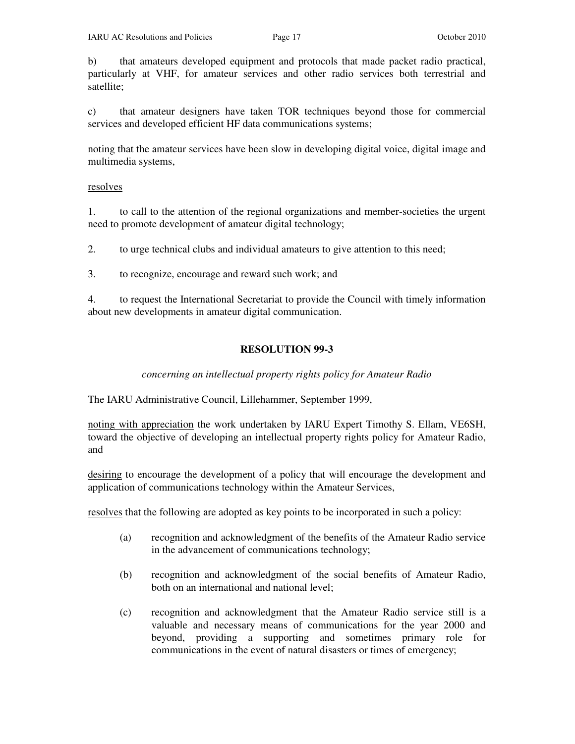b) that amateurs developed equipment and protocols that made packet radio practical, particularly at VHF, for amateur services and other radio services both terrestrial and satellite;

c) that amateur designers have taken TOR techniques beyond those for commercial services and developed efficient HF data communications systems;

noting that the amateur services have been slow in developing digital voice, digital image and multimedia systems,

resolves

1. to call to the attention of the regional organizations and member-societies the urgent need to promote development of amateur digital technology;

2. to urge technical clubs and individual amateurs to give attention to this need;

3. to recognize, encourage and reward such work; and

4. to request the International Secretariat to provide the Council with timely information about new developments in amateur digital communication.

## RESOLUTION 99-3

*concerning an intellectual property rights policy for Amateur Radio*

The IARU Administrative Council, Lillehammer, September 1999,

noting with appreciation the work undertaken by IARU Expert Timothy S. Ellam, VE6SH, toward the objective of developing an intellectual property rights policy for Amateur Radio, and

desiring to encourage the development of a policy that will encourage the development and application of communications technology within the Amateur Services,

resolves that the following are adopted as key points to be incorporated in such a policy:

(a) recognition and acknowledgment of the benefits of the Amateur Radio service in the advancement of communications technology;

(b) recognition and acknowledgment of the social benefits of Amateur Radio, both on an international and national level;

(c) recognition and acknowledgment that the Amateur Radio service still is a valuable and necessary means of communications for the year 2000 and beyond, providing a supporting and sometimes primary role for communications in the event of natural disasters or times of emergency;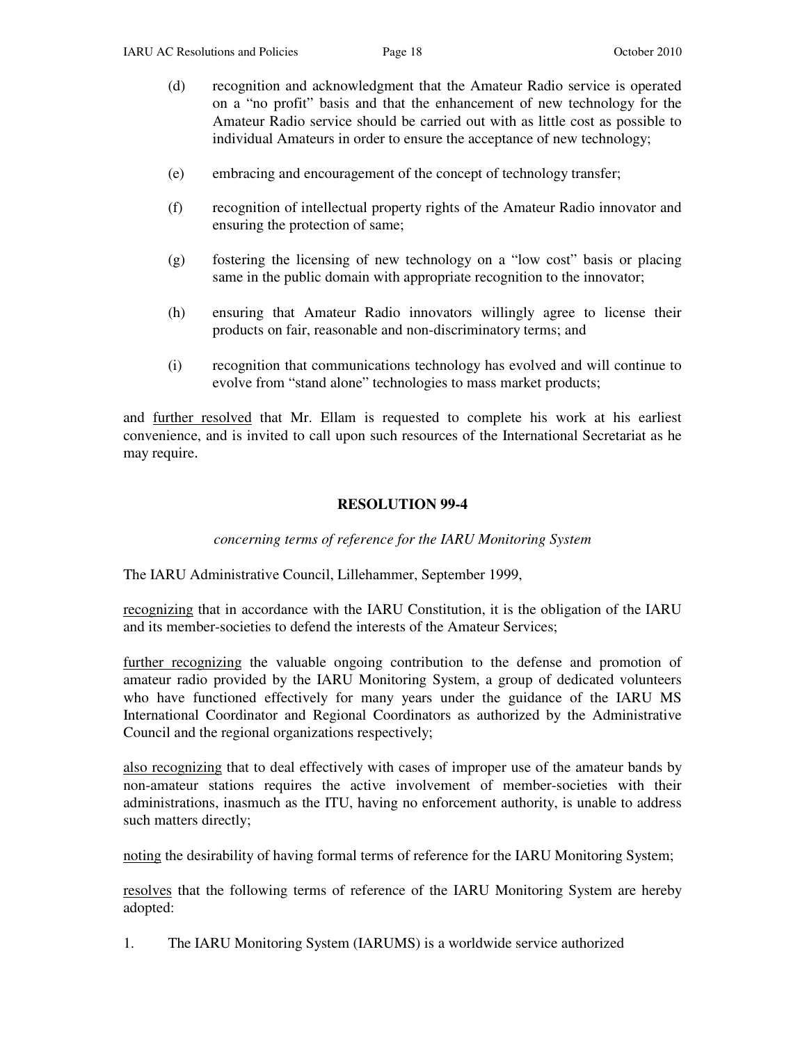(d) recognition and acknowledgment that the Amateur Radio service is operated on a “no profit” basis and that the enhancement of new technology for the Amateur Radio service should be carried out with as little cost as possible to individual Amateurs in order to ensure the acceptance of new technology;

(e) embracing and encouragement of the concept of technology transfer;

(f) recognition of intellectual property rights of the Amateur Radio innovator and ensuring the protection of same;

(g) fostering the licensing of new technology on a “low cost” basis or placing same in the public domain with appropriate recognition to the innovator;

(h) ensuring that Amateur Radio innovators willingly agree to license their products on fair, reasonable and non-discriminatory terms; and

(i) recognition that communications technology has evolved and will continue to evolve from “stand alone” technologies to mass market products;

and <u>further resolved</u> that Mr. Ellam is requested to complete his work at his earliest convenience, and is invited to call upon such resources of the International Secretariat as he may require.

**RESOLUTION 99-4**

*concerning terms of reference for the IARU Monitoring System*

The IARU Administrative Council, Lillehammer, September 1999,

<u>recognizing</u> that in accordance with the IARU Constitution, it is the obligation of the IARU and its member-societies to defend the interests of the Amateur Services;

<u>further recognizing</u> the valuable ongoing contribution to the defense and promotion of amateur radio provided by the IARU Monitoring System, a group of dedicated volunteers who have functioned effectively for many years under the guidance of the IARU MS International Coordinator and Regional Coordinators as authorized by the Administrative Council and the regional organizations respectively;

<u>also recognizing</u> that to deal effectively with cases of improper use of the amateur bands by non-amateur stations requires the active involvement of member-societies with their administrations, inasmuch as the ITU, having no enforcement authority, is unable to address such matters directly;

<u>noting</u> the desirability of having formal terms of reference for the IARU Monitoring System;

<u>resolves</u> that the following terms of reference of the IARU Monitoring System are hereby adopted:

1. The IARU Monitoring System (IARUMS) is a worldwide service authorized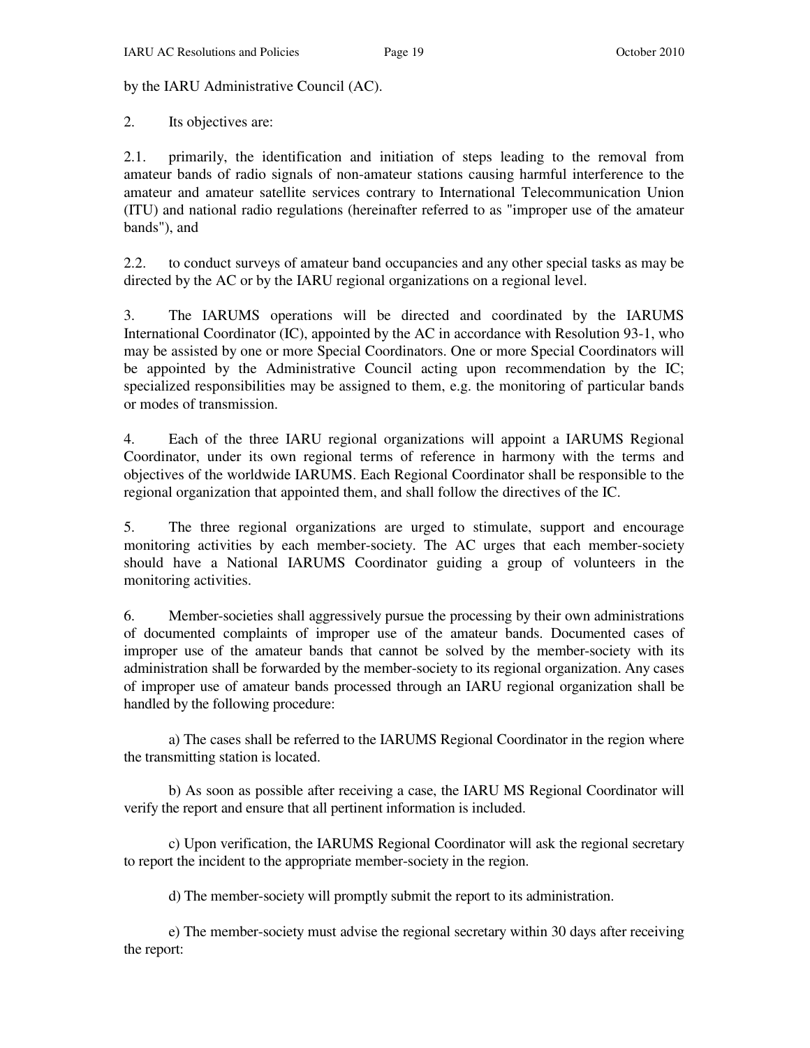by the IARU Administrative Council (AC).

2. Its objectives are:

2.1. primarily, the identification and initiation of steps leading to the removal from amateur bands of radio signals of non-amateur stations causing harmful interference to the amateur and amateur satellite services contrary to International Telecommunication Union (ITU) and national radio regulations (hereinafter referred to as "improper use of the amateur bands"), and

2.2. to conduct surveys of amateur band occupancies and any other special tasks as may be directed by the AC or by the IARU regional organizations on a regional level.

3. The IARUMS operations will be directed and coordinated by the IARUMS International Coordinator (IC), appointed by the AC in accordance with Resolution 93-1, who may be assisted by one or more Special Coordinators. One or more Special Coordinators will be appointed by the Administrative Council acting upon recommendation by the IC; specialized responsibilities may be assigned to them, e.g. the monitoring of particular bands or modes of transmission.

4. Each of the three IARU regional organizations will appoint a IARUMS Regional Coordinator, under its own regional terms of reference in harmony with the terms and objectives of the worldwide IARUMS. Each Regional Coordinator shall be responsible to the regional organization that appointed them, and shall follow the directives of the IC.

5. The three regional organizations are urged to stimulate, support and encourage monitoring activities by each member-society. The AC urges that each member-society should have a National IARUMS Coordinator guiding a group of volunteers in the monitoring activities.

6. Member-societies shall aggressively pursue the processing by their own administrations of documented complaints of improper use of the amateur bands. Documented cases of improper use of the amateur bands that cannot be solved by the member-society with its administration shall be forwarded by the member-society to its regional organization. Any cases of improper use of amateur bands processed through an IARU regional organization shall be handled by the following procedure:

a) The cases shall be referred to the IARUMS Regional Coordinator in the region where the transmitting station is located.

b) As soon as possible after receiving a case, the IARU MS Regional Coordinator will verify the report and ensure that all pertinent information is included.

c) Upon verification, the IARUMS Regional Coordinator will ask the regional secretary to report the incident to the appropriate member-society in the region.

d) The member-society will promptly submit the report to its administration.

e) The member-society must advise the regional secretary within 30 days after receiving the report: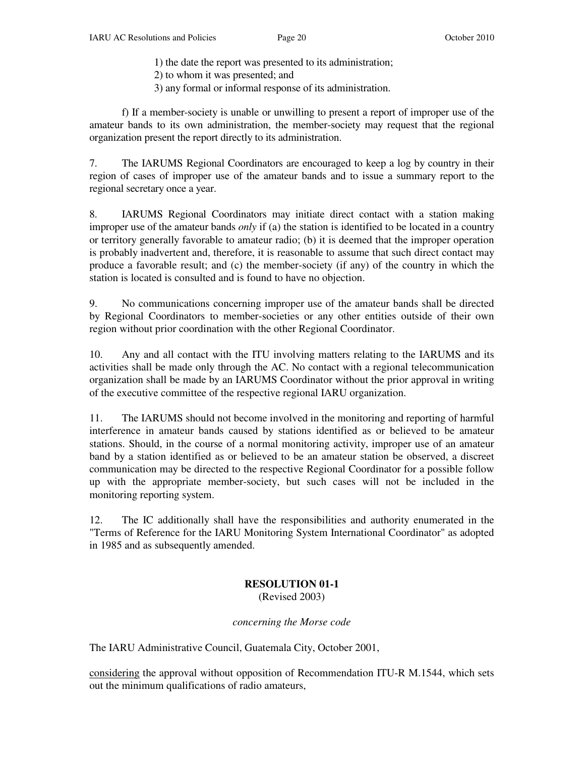1) the date the report was presented to its administration;
2) to whom it was presented; and
3) any formal or informal response of its administration.

f) If a member-society is unable or unwilling to present a report of improper use of the amateur bands to its own administration, the member-society may request that the regional organization present the report directly to its administration.

7. The IARUMS Regional Coordinators are encouraged to keep a log by country in their region of cases of improper use of the amateur bands and to issue a summary report to the regional secretary once a year.

8. IARUMS Regional Coordinators may initiate direct contact with a station making improper use of the amateur bands *only* if (a) the station is identified to be located in a country or territory generally favorable to amateur radio; (b) it is deemed that the improper operation is probably inadvertent and, therefore, it is reasonable to assume that such direct contact may produce a favorable result; and (c) the member-society (if any) of the country in which the station is located is consulted and is found to have no objection.

9. No communications concerning improper use of the amateur bands shall be directed by Regional Coordinators to member-societies or any other entities outside of their own region without prior coordination with the other Regional Coordinator.

10. Any and all contact with the ITU involving matters relating to the IARUMS and its activities shall be made only through the AC. No contact with a regional telecommunication organization shall be made by an IARUMS Coordinator without the prior approval in writing of the executive committee of the respective regional IARU organization.

11. The IARUMS should not become involved in the monitoring and reporting of harmful interference in amateur bands caused by stations identified as or believed to be amateur stations. Should, in the course of a normal monitoring activity, improper use of an amateur band by a station identified as or believed to be an amateur station be observed, a discreet communication may be directed to the respective Regional Coordinator for a possible follow up with the appropriate member-society, but such cases will not be included in the monitoring reporting system.

12. The IC additionally shall have the responsibilities and authority enumerated in the "Terms of Reference for the IARU Monitoring System International Coordinator" as adopted in 1985 and as subsequently amended.

## RESOLUTION 01-1

(Revised 2003)

*concerning the Morse code*

The IARU Administrative Council, Guatemala City, October 2001,

considering the approval without opposition of Recommendation ITU-R M.1544, which sets out the minimum qualifications of radio amateurs,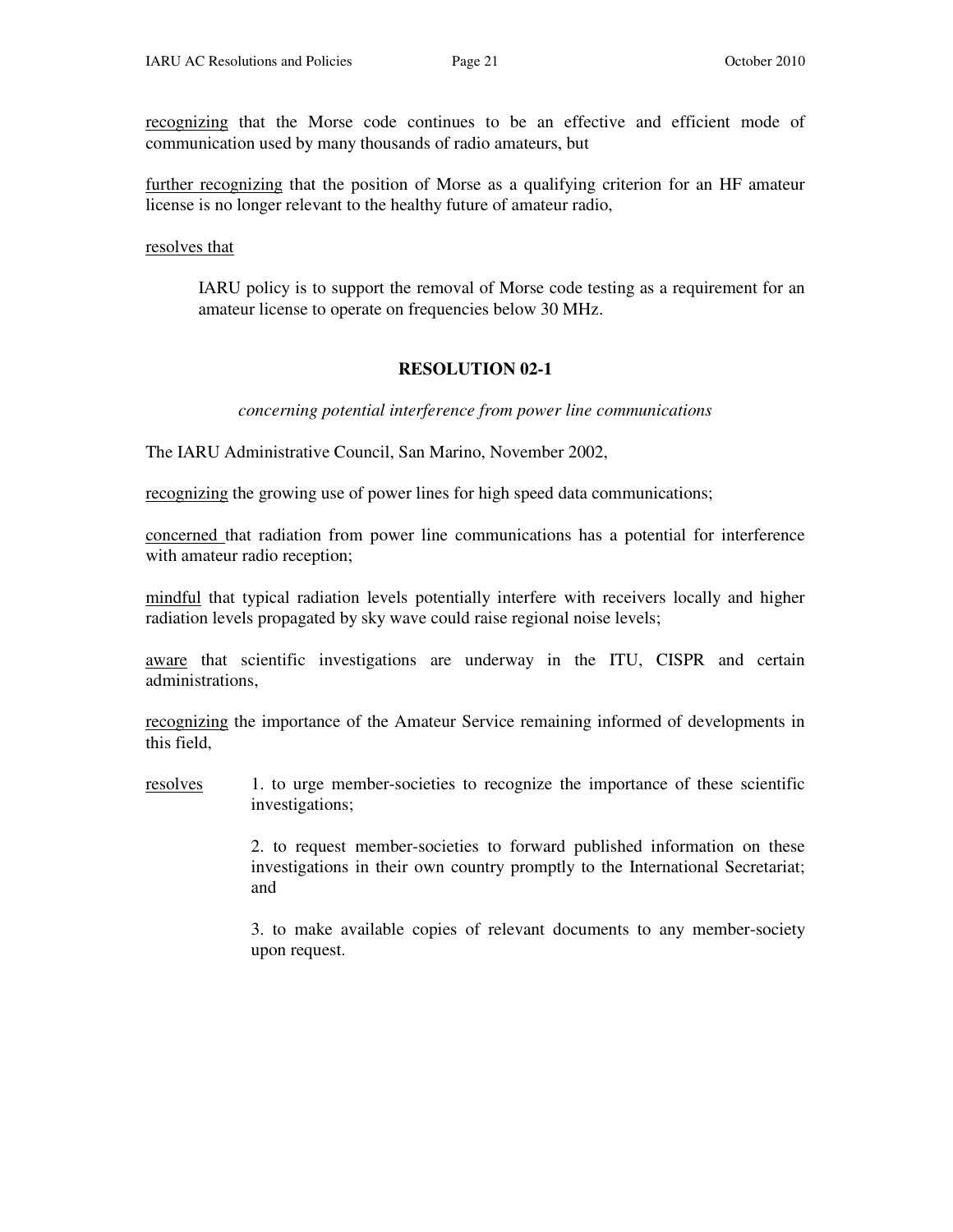recognizing that the Morse code continues to be an effective and efficient mode of communication used by many thousands of radio amateurs, but

further recognizing that the position of Morse as a qualifying criterion for an HF amateur license is no longer relevant to the healthy future of amateur radio,

resolves that

> IARU policy is to support the removal of Morse code testing as a requirement for an amateur license to operate on frequencies below 30 MHz.

## RESOLUTION 02-1

*concerning potential interference from power line communications*

The IARU Administrative Council, San Marino, November 2002,

recognizing the growing use of power lines for high speed data communications;

concerned that radiation from power line communications has a potential for interference with amateur radio reception;

mindful that typical radiation levels potentially interfere with receivers locally and higher radiation levels propagated by sky wave could raise regional noise levels;

aware that scientific investigations are underway in the ITU, CISPR and certain administrations,

recognizing the importance of the Amateur Service remaining informed of developments in this field,

resolves

1. to urge member-societies to recognize the importance of these scientific investigations;

2. to request member-societies to forward published information on these investigations in their own country promptly to the International Secretariat; and

3. to make available copies of relevant documents to any member-society upon request.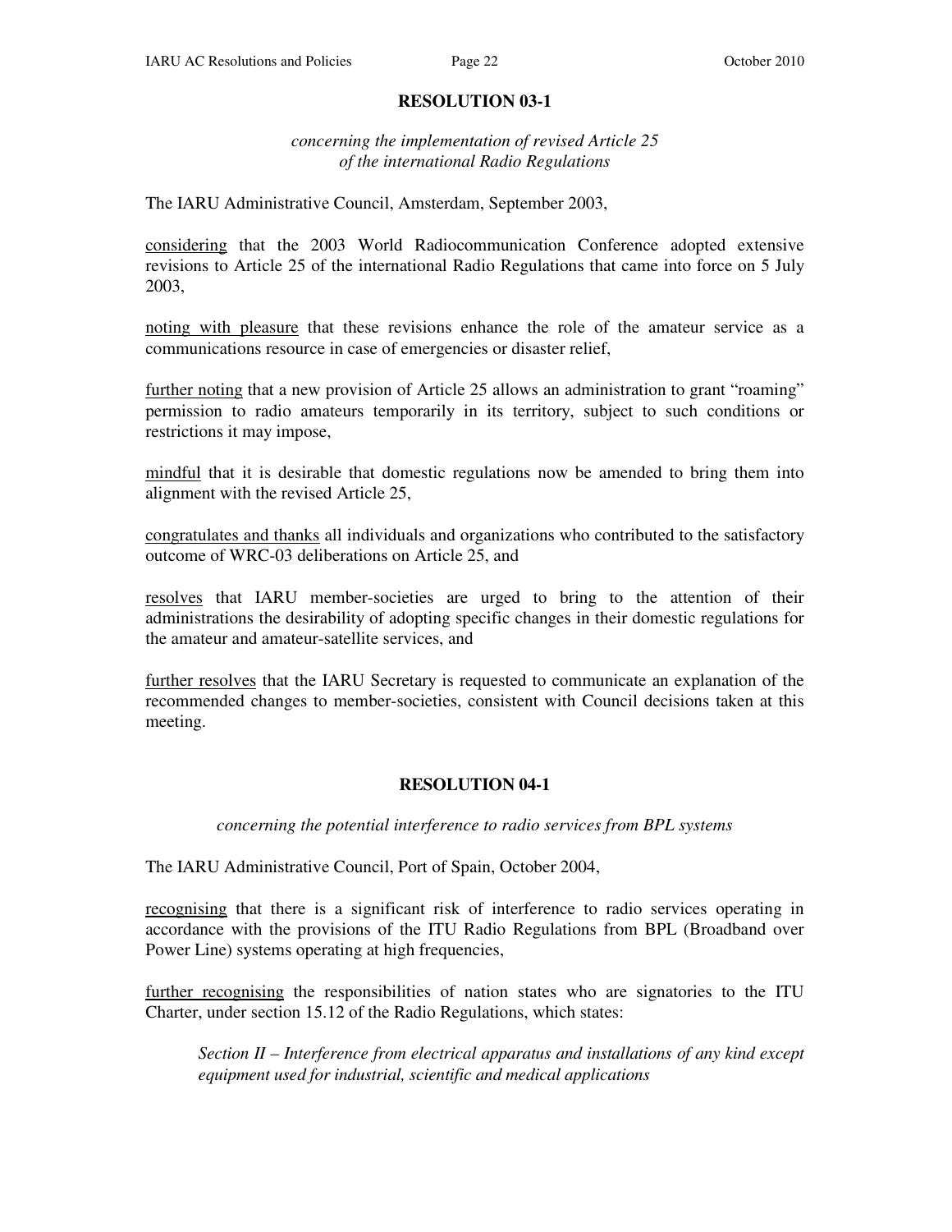## RESOLUTION 03-1

*concerning the implementation of revised Article 25 of the international Radio Regulations*

The IARU Administrative Council, Amsterdam, September 2003,

considering that the 2003 World Radiocommunication Conference adopted extensive revisions to Article 25 of the international Radio Regulations that came into force on 5 July 2003,

noting with pleasure that these revisions enhance the role of the amateur service as a communications resource in case of emergencies or disaster relief,

further noting that a new provision of Article 25 allows an administration to grant "roaming" permission to radio amateurs temporarily in its territory, subject to such conditions or restrictions it may impose,

mindful that it is desirable that domestic regulations now be amended to bring them into alignment with the revised Article 25,

congratulates and thanks all individuals and organizations who contributed to the satisfactory outcome of WRC-03 deliberations on Article 25, and

resolves that IARU member-societies are urged to bring to the attention of their administrations the desirability of adopting specific changes in their domestic regulations for the amateur and amateur-satellite services, and

further resolves that the IARU Secretary is requested to communicate an explanation of the recommended changes to member-societies, consistent with Council decisions taken at this meeting.

## RESOLUTION 04-1

*concerning the potential interference to radio services from BPL systems*

The IARU Administrative Council, Port of Spain, October 2004,

recognising that there is a significant risk of interference to radio services operating in accordance with the provisions of the ITU Radio Regulations from BPL (Broadband over Power Line) systems operating at high frequencies,

further recognising the responsibilities of nation states who are signatories to the ITU Charter, under section 15.12 of the Radio Regulations, which states:

> *Section II – Interference from electrical apparatus and installations of any kind except equipment used for industrial, scientific and medical applications*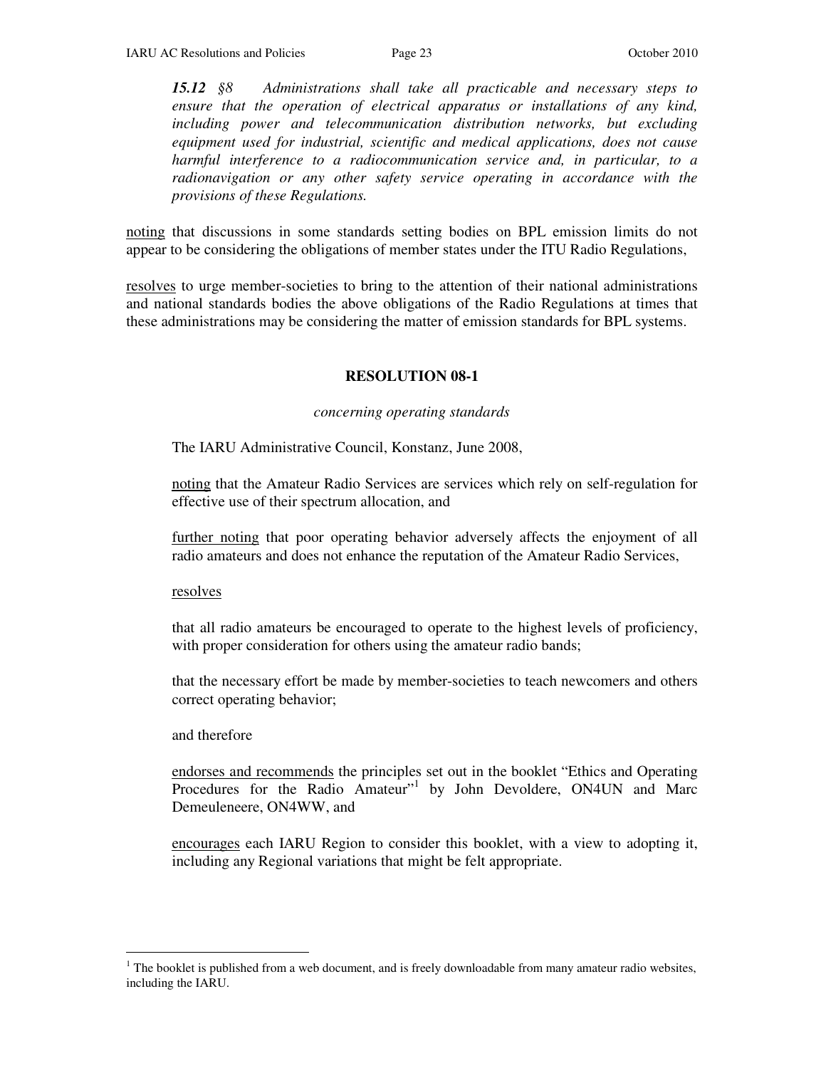***15.12*** *§8 Administrations shall take all practicable and necessary steps to ensure that the operation of electrical apparatus or installations of any kind, including power and telecommunication distribution networks, but excluding equipment used for industrial, scientific and medical applications, does not cause harmful interference to a radiocommunication service and, in particular, to a radionavigation or any other safety service operating in accordance with the provisions of these Regulations.*

noting that discussions in some standards setting bodies on BPL emission limits do not appear to be considering the obligations of member states under the ITU Radio Regulations,

resolves to urge member-societies to bring to the attention of their national administrations and national standards bodies the above obligations of the Radio Regulations at times that these administrations may be considering the matter of emission standards for BPL systems.

## RESOLUTION 08-1

*concerning operating standards*

The IARU Administrative Council, Konstanz, June 2008,

noting that the Amateur Radio Services are services which rely on self-regulation for effective use of their spectrum allocation, and

further noting that poor operating behavior adversely affects the enjoyment of all radio amateurs and does not enhance the reputation of the Amateur Radio Services,

resolves

that all radio amateurs be encouraged to operate to the highest levels of proficiency, with proper consideration for others using the amateur radio bands;

that the necessary effort be made by member-societies to teach newcomers and others correct operating behavior;

and therefore

endorses and recommends the principles set out in the booklet "Ethics and Operating Procedures for the Radio Amateur"[1] by John Devoldere, ON4UN and Marc Demeuleneere, ON4WW, and

encourages each IARU Region to consider this booklet, with a view to adopting it, including any Regional variations that might be felt appropriate.

[1] The booklet is published from a web document, and is freely downloadable from many amateur radio websites, including the IARU.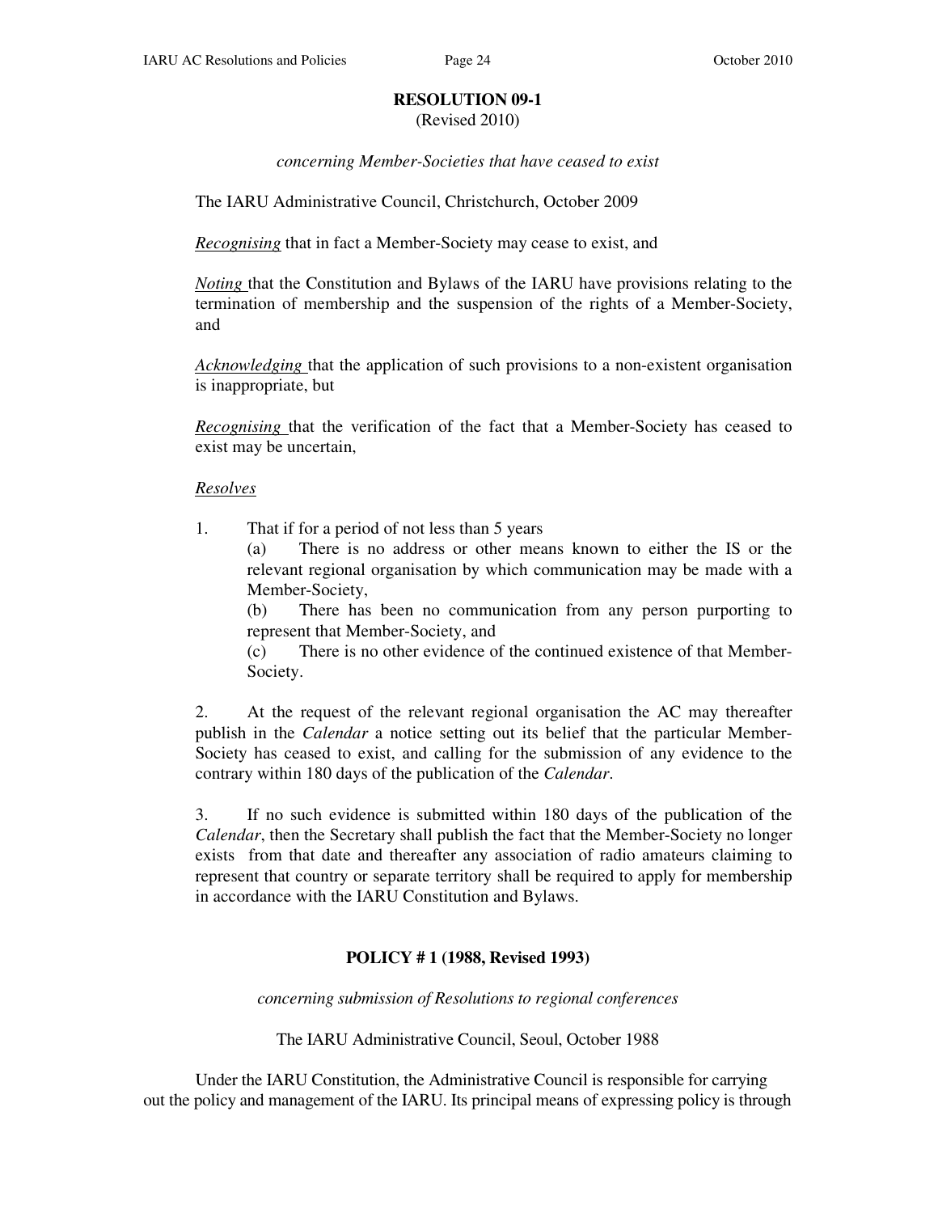**RESOLUTION 09-1**
(Revised 2010)

*concerning Member-Societies that have ceased to exist*

The IARU Administrative Council, Christchurch, October 2009

*Recognising* that in fact a Member-Society may cease to exist, and

*Noting* that the Constitution and Bylaws of the IARU have provisions relating to the termination of membership and the suspension of the rights of a Member-Society, and

*Acknowledging* that the application of such provisions to a non-existent organisation is inappropriate, but

*Recognising* that the verification of the fact that a Member-Society has ceased to exist may be uncertain,

*Resolves*

1. That if for a period of not less than 5 years
   (a) There is no address or other means known to either the IS or the relevant regional organisation by which communication may be made with a Member-Society,
   (b) There has been no communication from any person purporting to represent that Member-Society, and
   (c) There is no other evidence of the continued existence of that Member-Society.

2. At the request of the relevant regional organisation the AC may thereafter publish in the *Calendar* a notice setting out its belief that the particular Member-Society has ceased to exist, and calling for the submission of any evidence to the contrary within 180 days of the publication of the *Calendar*.

3. If no such evidence is submitted within 180 days of the publication of the *Calendar*, then the Secretary shall publish the fact that the Member-Society no longer exists from that date and thereafter any association of radio amateurs claiming to represent that country or separate territory shall be required to apply for membership in accordance with the IARU Constitution and Bylaws.

**POLICY # 1 (1988, Revised 1993)**

*concerning submission of Resolutions to regional conferences*

The IARU Administrative Council, Seoul, October 1988

Under the IARU Constitution, the Administrative Council is responsible for carrying out the policy and management of the IARU. Its principal means of expressing policy is through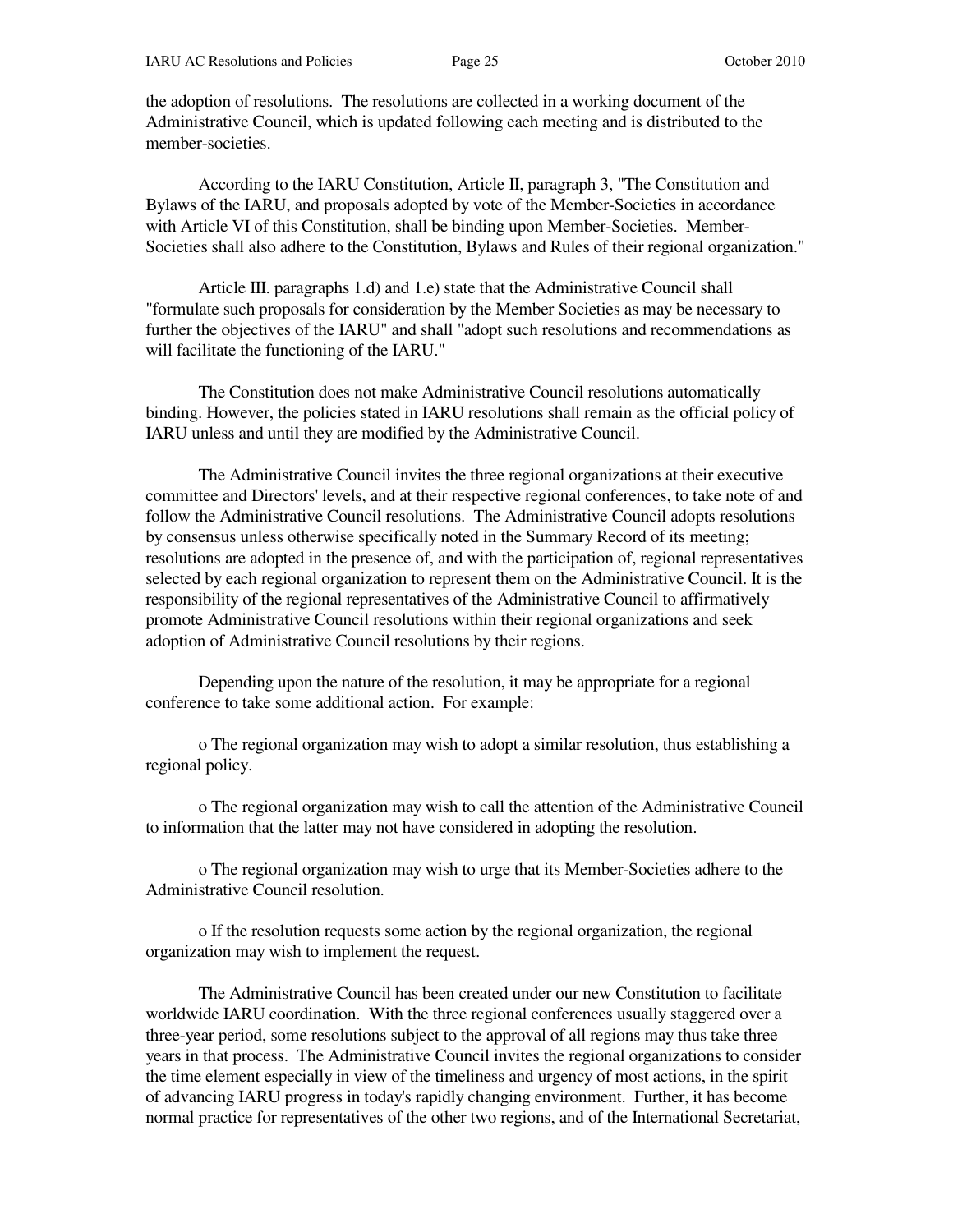the adoption of resolutions. The resolutions are collected in a working document of the Administrative Council, which is updated following each meeting and is distributed to the member-societies.

According to the IARU Constitution, Article II, paragraph 3, "The Constitution and Bylaws of the IARU, and proposals adopted by vote of the Member-Societies in accordance with Article VI of this Constitution, shall be binding upon Member-Societies. Member-Societies shall also adhere to the Constitution, Bylaws and Rules of their regional organization."

Article III. paragraphs 1.d) and 1.e) state that the Administrative Council shall "formulate such proposals for consideration by the Member Societies as may be necessary to further the objectives of the IARU" and shall "adopt such resolutions and recommendations as will facilitate the functioning of the IARU."

The Constitution does not make Administrative Council resolutions automatically binding. However, the policies stated in IARU resolutions shall remain as the official policy of IARU unless and until they are modified by the Administrative Council.

The Administrative Council invites the three regional organizations at their executive committee and Directors' levels, and at their respective regional conferences, to take note of and follow the Administrative Council resolutions. The Administrative Council adopts resolutions by consensus unless otherwise specifically noted in the Summary Record of its meeting; resolutions are adopted in the presence of, and with the participation of, regional representatives selected by each regional organization to represent them on the Administrative Council. It is the responsibility of the regional representatives of the Administrative Council to affirmatively promote Administrative Council resolutions within their regional organizations and seek adoption of Administrative Council resolutions by their regions.

Depending upon the nature of the resolution, it may be appropriate for a regional conference to take some additional action. For example:

o The regional organization may wish to adopt a similar resolution, thus establishing a regional policy.

o The regional organization may wish to call the attention of the Administrative Council to information that the latter may not have considered in adopting the resolution.

o The regional organization may wish to urge that its Member-Societies adhere to the Administrative Council resolution.

o If the resolution requests some action by the regional organization, the regional organization may wish to implement the request.

The Administrative Council has been created under our new Constitution to facilitate worldwide IARU coordination. With the three regional conferences usually staggered over a three-year period, some resolutions subject to the approval of all regions may thus take three years in that process. The Administrative Council invites the regional organizations to consider the time element especially in view of the timeliness and urgency of most actions, in the spirit of advancing IARU progress in today's rapidly changing environment. Further, it has become normal practice for representatives of the other two regions, and of the International Secretariat,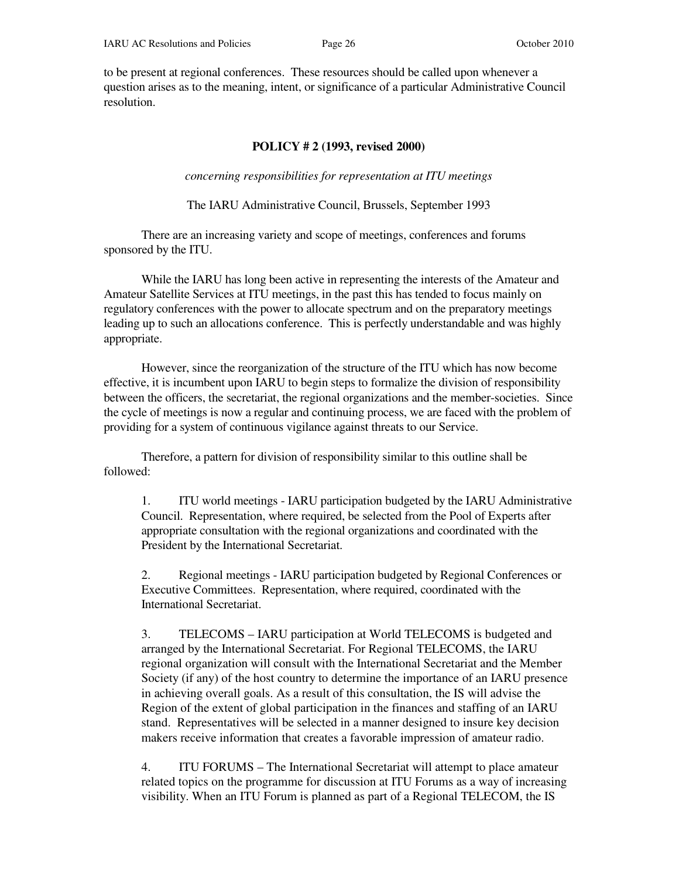to be present at regional conferences. These resources should be called upon whenever a question arises as to the meaning, intent, or significance of a particular Administrative Council resolution.

### POLICY # 2 (1993, revised 2000)

*concerning responsibilities for representation at ITU meetings*

The IARU Administrative Council, Brussels, September 1993

There are an increasing variety and scope of meetings, conferences and forums sponsored by the ITU.

While the IARU has long been active in representing the interests of the Amateur and Amateur Satellite Services at ITU meetings, in the past this has tended to focus mainly on regulatory conferences with the power to allocate spectrum and on the preparatory meetings leading up to such an allocations conference. This is perfectly understandable and was highly appropriate.

However, since the reorganization of the structure of the ITU which has now become effective, it is incumbent upon IARU to begin steps to formalize the division of responsibility between the officers, the secretariat, the regional organizations and the member-societies. Since the cycle of meetings is now a regular and continuing process, we are faced with the problem of providing for a system of continuous vigilance against threats to our Service.

Therefore, a pattern for division of responsibility similar to this outline shall be followed:

1. ITU world meetings - IARU participation budgeted by the IARU Administrative Council. Representation, where required, be selected from the Pool of Experts after appropriate consultation with the regional organizations and coordinated with the President by the International Secretariat.

2. Regional meetings - IARU participation budgeted by Regional Conferences or Executive Committees. Representation, where required, coordinated with the International Secretariat.

3. TELECOMS – IARU participation at World TELECOMS is budgeted and arranged by the International Secretariat. For Regional TELECOMS, the IARU regional organization will consult with the International Secretariat and the Member Society (if any) of the host country to determine the importance of an IARU presence in achieving overall goals. As a result of this consultation, the IS will advise the Region of the extent of global participation in the finances and staffing of an IARU stand. Representatives will be selected in a manner designed to insure key decision makers receive information that creates a favorable impression of amateur radio.

4. ITU FORUMS – The International Secretariat will attempt to place amateur related topics on the programme for discussion at ITU Forums as a way of increasing visibility. When an ITU Forum is planned as part of a Regional TELECOM, the IS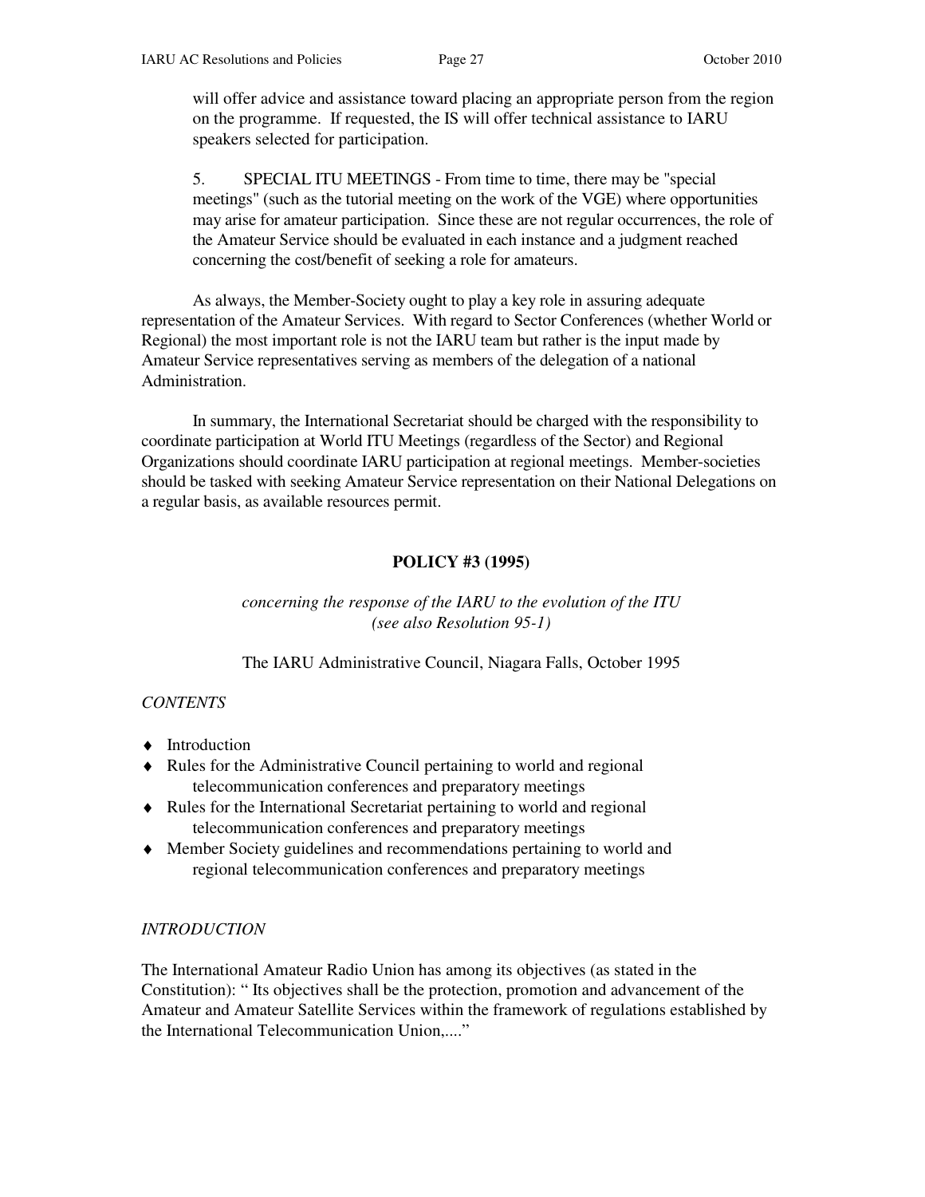will offer advice and assistance toward placing an appropriate person from the region on the programme. If requested, the IS will offer technical assistance to IARU speakers selected for participation.

5. SPECIAL ITU MEETINGS - From time to time, there may be "special meetings" (such as the tutorial meeting on the work of the VGE) where opportunities may arise for amateur participation. Since these are not regular occurrences, the role of the Amateur Service should be evaluated in each instance and a judgment reached concerning the cost/benefit of seeking a role for amateurs.

As always, the Member-Society ought to play a key role in assuring adequate representation of the Amateur Services. With regard to Sector Conferences (whether World or Regional) the most important role is not the IARU team but rather is the input made by Amateur Service representatives serving as members of the delegation of a national Administration.

In summary, the International Secretariat should be charged with the responsibility to coordinate participation at World ITU Meetings (regardless of the Sector) and Regional Organizations should coordinate IARU participation at regional meetings. Member-societies should be tasked with seeking Amateur Service representation on their National Delegations on a regular basis, as available resources permit.

## POLICY #3 (1995)

*concerning the response of the IARU to the evolution of the ITU*
*(see also Resolution 95-1)*

The IARU Administrative Council, Niagara Falls, October 1995

*CONTENTS*

- Introduction
- Rules for the Administrative Council pertaining to world and regional telecommunication conferences and preparatory meetings
- Rules for the International Secretariat pertaining to world and regional telecommunication conferences and preparatory meetings
- Member Society guidelines and recommendations pertaining to world and regional telecommunication conferences and preparatory meetings

*INTRODUCTION*

The International Amateur Radio Union has among its objectives (as stated in the Constitution): " Its objectives shall be the protection, promotion and advancement of the Amateur and Amateur Satellite Services within the framework of regulations established by the International Telecommunication Union,...."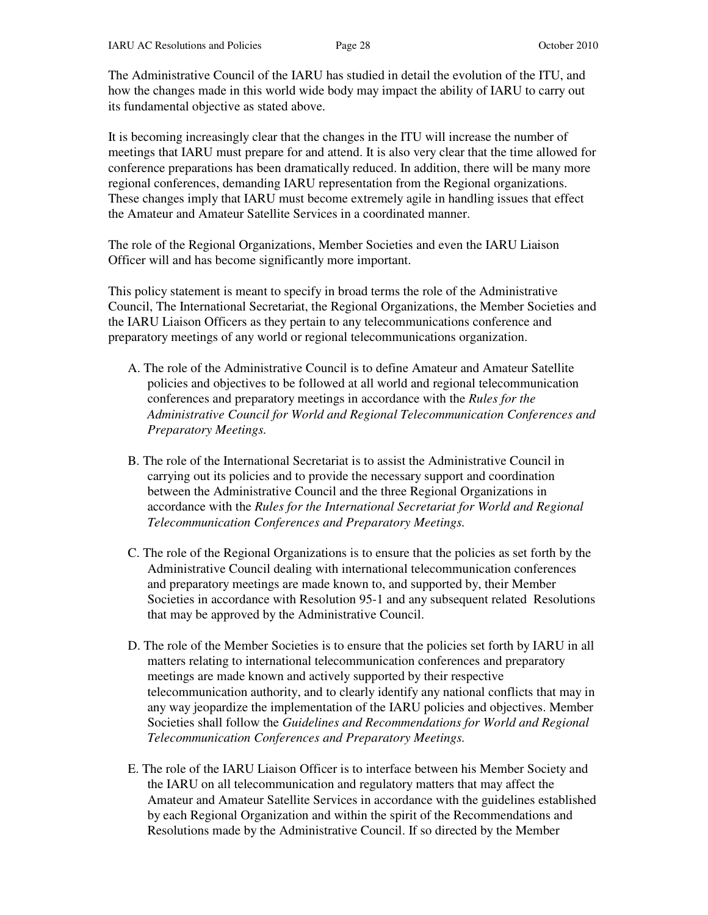The Administrative Council of the IARU has studied in detail the evolution of the ITU, and how the changes made in this world wide body may impact the ability of IARU to carry out its fundamental objective as stated above.

It is becoming increasingly clear that the changes in the ITU will increase the number of meetings that IARU must prepare for and attend. It is also very clear that the time allowed for conference preparations has been dramatically reduced. In addition, there will be many more regional conferences, demanding IARU representation from the Regional organizations. These changes imply that IARU must become extremely agile in handling issues that effect the Amateur and Amateur Satellite Services in a coordinated manner.

The role of the Regional Organizations, Member Societies and even the IARU Liaison Officer will and has become significantly more important.

This policy statement is meant to specify in broad terms the role of the Administrative Council, The International Secretariat, the Regional Organizations, the Member Societies and the IARU Liaison Officers as they pertain to any telecommunications conference and preparatory meetings of any world or regional telecommunications organization.

A. The role of the Administrative Council is to define Amateur and Amateur Satellite policies and objectives to be followed at all world and regional telecommunication conferences and preparatory meetings in accordance with the *Rules for the Administrative Council for World and Regional Telecommunication Conferences and Preparatory Meetings.*

B. The role of the International Secretariat is to assist the Administrative Council in carrying out its policies and to provide the necessary support and coordination between the Administrative Council and the three Regional Organizations in accordance with the *Rules for the International Secretariat for World and Regional Telecommunication Conferences and Preparatory Meetings.*

C. The role of the Regional Organizations is to ensure that the policies as set forth by the Administrative Council dealing with international telecommunication conferences and preparatory meetings are made known to, and supported by, their Member Societies in accordance with Resolution 95-1 and any subsequent related Resolutions that may be approved by the Administrative Council.

D. The role of the Member Societies is to ensure that the policies set forth by IARU in all matters relating to international telecommunication conferences and preparatory meetings are made known and actively supported by their respective telecommunication authority, and to clearly identify any national conflicts that may in any way jeopardize the implementation of the IARU policies and objectives. Member Societies shall follow the *Guidelines and Recommendations for World and Regional Telecommunication Conferences and Preparatory Meetings.*

E. The role of the IARU Liaison Officer is to interface between his Member Society and the IARU on all telecommunication and regulatory matters that may affect the Amateur and Amateur Satellite Services in accordance with the guidelines established by each Regional Organization and within the spirit of the Recommendations and Resolutions made by the Administrative Council. If so directed by the Member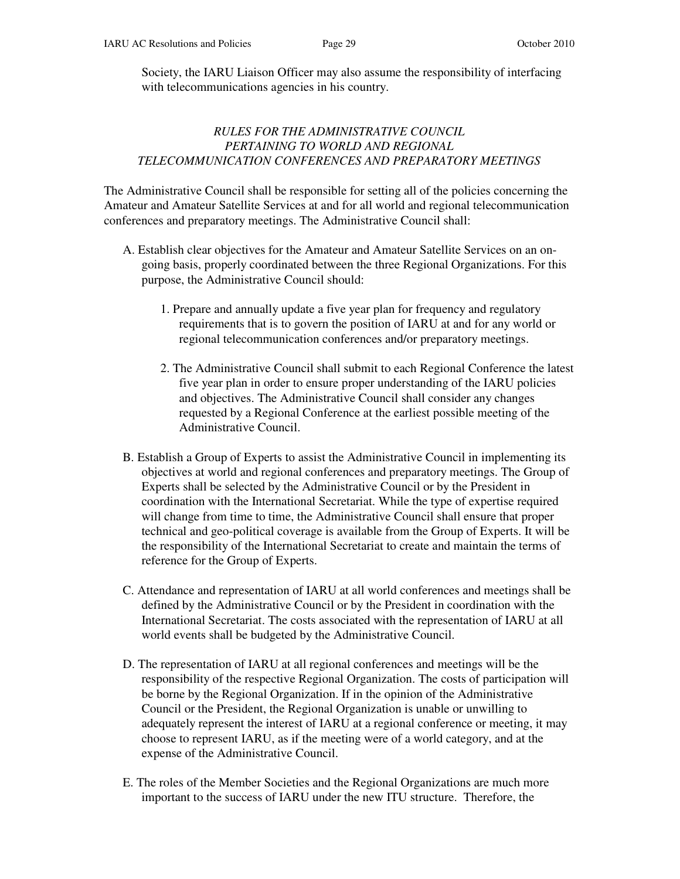Society, the IARU Liaison Officer may also assume the responsibility of interfacing with telecommunications agencies in his country.

*RULES FOR THE ADMINISTRATIVE COUNCIL PERTAINING TO WORLD AND REGIONAL TELECOMMUNICATION CONFERENCES AND PREPARATORY MEETINGS*

The Administrative Council shall be responsible for setting all of the policies concerning the Amateur and Amateur Satellite Services at and for all world and regional telecommunication conferences and preparatory meetings. The Administrative Council shall:

A. Establish clear objectives for the Amateur and Amateur Satellite Services on an on-going basis, properly coordinated between the three Regional Organizations. For this purpose, the Administrative Council should:

   1. Prepare and annually update a five year plan for frequency and regulatory requirements that is to govern the position of IARU at and for any world or regional telecommunication conferences and/or preparatory meetings.

   2. The Administrative Council shall submit to each Regional Conference the latest five year plan in order to ensure proper understanding of the IARU policies and objectives. The Administrative Council shall consider any changes requested by a Regional Conference at the earliest possible meeting of the Administrative Council.

B. Establish a Group of Experts to assist the Administrative Council in implementing its objectives at world and regional conferences and preparatory meetings. The Group of Experts shall be selected by the Administrative Council or by the President in coordination with the International Secretariat. While the type of expertise required will change from time to time, the Administrative Council shall ensure that proper technical and geo-political coverage is available from the Group of Experts. It will be the responsibility of the International Secretariat to create and maintain the terms of reference for the Group of Experts.

C. Attendance and representation of IARU at all world conferences and meetings shall be defined by the Administrative Council or by the President in coordination with the International Secretariat. The costs associated with the representation of IARU at all world events shall be budgeted by the Administrative Council.

D. The representation of IARU at all regional conferences and meetings will be the responsibility of the respective Regional Organization. The costs of participation will be borne by the Regional Organization. If in the opinion of the Administrative Council or the President, the Regional Organization is unable or unwilling to adequately represent the interest of IARU at a regional conference or meeting, it may choose to represent IARU, as if the meeting were of a world category, and at the expense of the Administrative Council.

E. The roles of the Member Societies and the Regional Organizations are much more important to the success of IARU under the new ITU structure. Therefore, the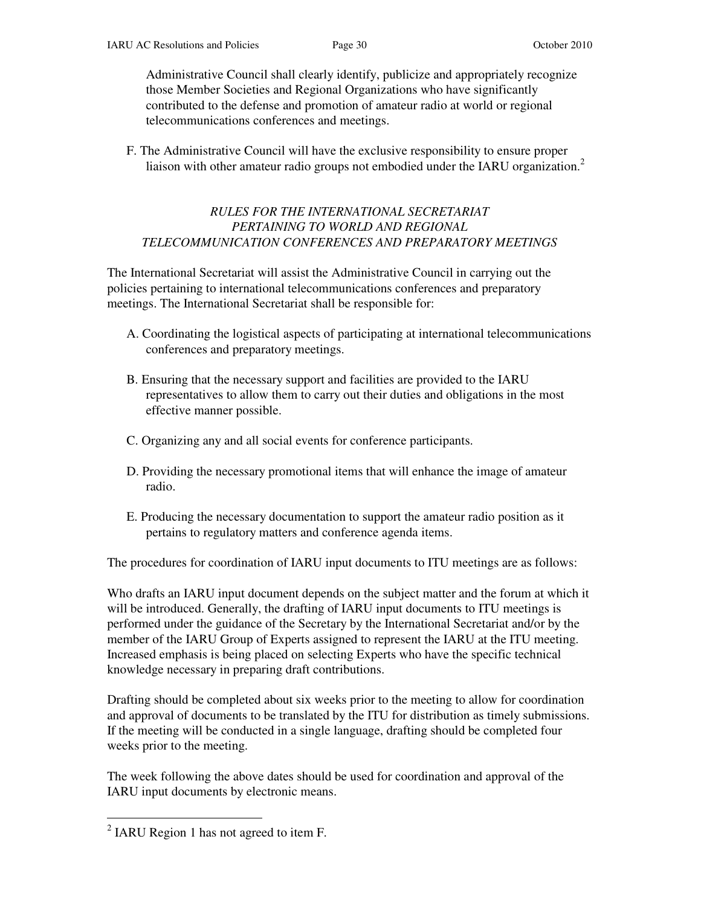Administrative Council shall clearly identify, publicize and appropriately recognize those Member Societies and Regional Organizations who have significantly contributed to the defense and promotion of amateur radio at world or regional telecommunications conferences and meetings.

F. The Administrative Council will have the exclusive responsibility to ensure proper liaison with other amateur radio groups not embodied under the IARU organization.[2]

### *RULES FOR THE INTERNATIONAL SECRETARIAT PERTAINING TO WORLD AND REGIONAL TELECOMMUNICATION CONFERENCES AND PREPARATORY MEETINGS*

The International Secretariat will assist the Administrative Council in carrying out the policies pertaining to international telecommunications conferences and preparatory meetings. The International Secretariat shall be responsible for:

A. Coordinating the logistical aspects of participating at international telecommunications conferences and preparatory meetings.

B. Ensuring that the necessary support and facilities are provided to the IARU representatives to allow them to carry out their duties and obligations in the most effective manner possible.

C. Organizing any and all social events for conference participants.

D. Providing the necessary promotional items that will enhance the image of amateur radio.

E. Producing the necessary documentation to support the amateur radio position as it pertains to regulatory matters and conference agenda items.

The procedures for coordination of IARU input documents to ITU meetings are as follows:

Who drafts an IARU input document depends on the subject matter and the forum at which it will be introduced. Generally, the drafting of IARU input documents to ITU meetings is performed under the guidance of the Secretary by the International Secretariat and/or by the member of the IARU Group of Experts assigned to represent the IARU at the ITU meeting. Increased emphasis is being placed on selecting Experts who have the specific technical knowledge necessary in preparing draft contributions.

Drafting should be completed about six weeks prior to the meeting to allow for coordination and approval of documents to be translated by the ITU for distribution as timely submissions. If the meeting will be conducted in a single language, drafting should be completed four weeks prior to the meeting.

The week following the above dates should be used for coordination and approval of the IARU input documents by electronic means.

---

[2] IARU Region 1 has not agreed to item F.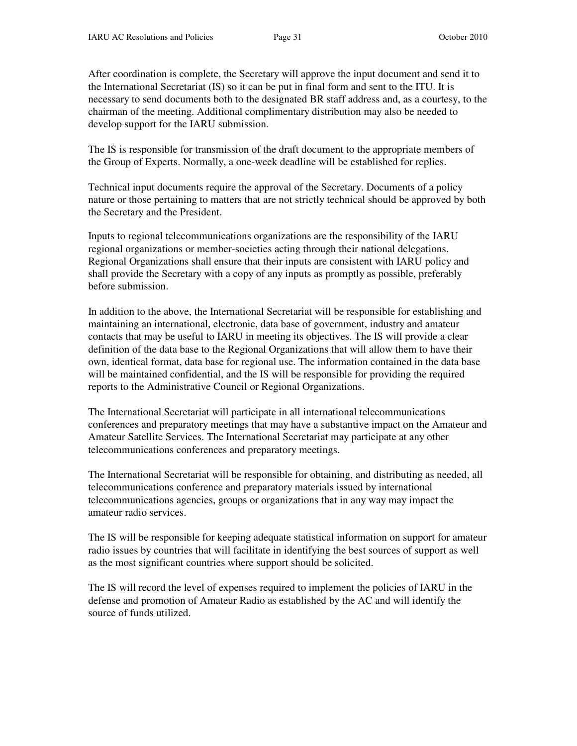After coordination is complete, the Secretary will approve the input document and send it to the International Secretariat (IS) so it can be put in final form and sent to the ITU. It is necessary to send documents both to the designated BR staff address and, as a courtesy, to the chairman of the meeting. Additional complimentary distribution may also be needed to develop support for the IARU submission.

The IS is responsible for transmission of the draft document to the appropriate members of the Group of Experts. Normally, a one-week deadline will be established for replies.

Technical input documents require the approval of the Secretary. Documents of a policy nature or those pertaining to matters that are not strictly technical should be approved by both the Secretary and the President.

Inputs to regional telecommunications organizations are the responsibility of the IARU regional organizations or member-societies acting through their national delegations. Regional Organizations shall ensure that their inputs are consistent with IARU policy and shall provide the Secretary with a copy of any inputs as promptly as possible, preferably before submission.

In addition to the above, the International Secretariat will be responsible for establishing and maintaining an international, electronic, data base of government, industry and amateur contacts that may be useful to IARU in meeting its objectives. The IS will provide a clear definition of the data base to the Regional Organizations that will allow them to have their own, identical format, data base for regional use. The information contained in the data base will be maintained confidential, and the IS will be responsible for providing the required reports to the Administrative Council or Regional Organizations.

The International Secretariat will participate in all international telecommunications conferences and preparatory meetings that may have a substantive impact on the Amateur and Amateur Satellite Services. The International Secretariat may participate at any other telecommunications conferences and preparatory meetings.

The International Secretariat will be responsible for obtaining, and distributing as needed, all telecommunications conference and preparatory materials issued by international telecommunications agencies, groups or organizations that in any way may impact the amateur radio services.

The IS will be responsible for keeping adequate statistical information on support for amateur radio issues by countries that will facilitate in identifying the best sources of support as well as the most significant countries where support should be solicited.

The IS will record the level of expenses required to implement the policies of IARU in the defense and promotion of Amateur Radio as established by the AC and will identify the source of funds utilized.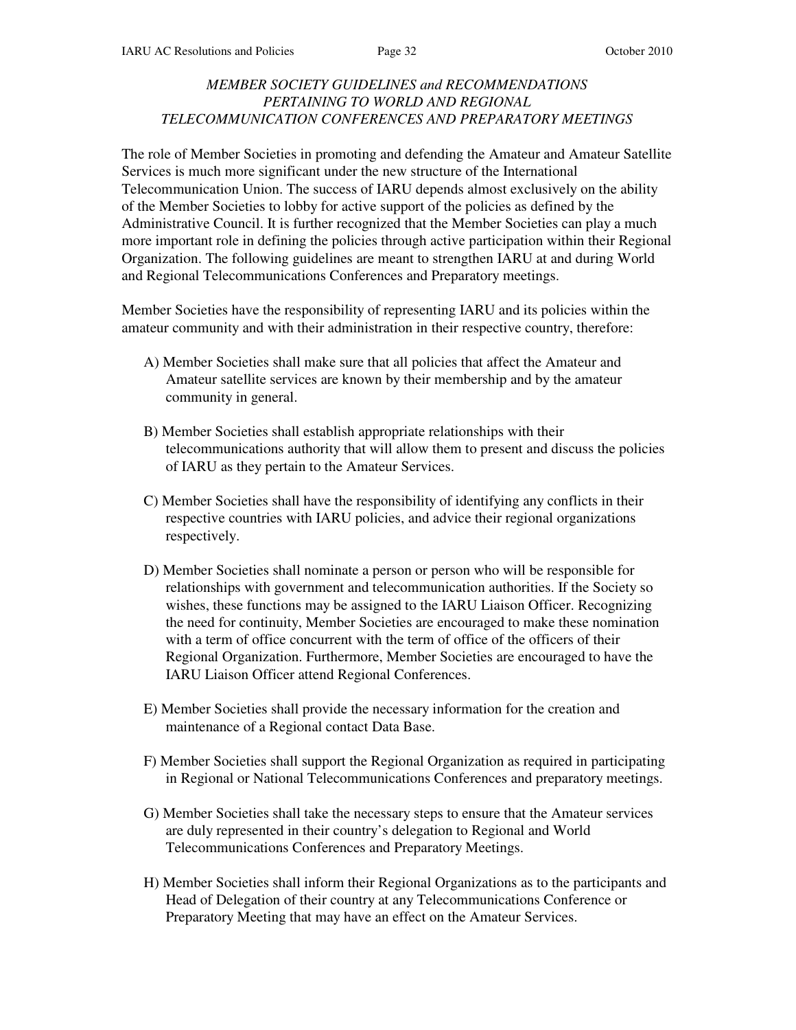### *MEMBER SOCIETY GUIDELINES and RECOMMENDATIONS PERTAINING TO WORLD AND REGIONAL TELECOMMUNICATION CONFERENCES AND PREPARATORY MEETINGS*

The role of Member Societies in promoting and defending the Amateur and Amateur Satellite Services is much more significant under the new structure of the International Telecommunication Union. The success of IARU depends almost exclusively on the ability of the Member Societies to lobby for active support of the policies as defined by the Administrative Council. It is further recognized that the Member Societies can play a much more important role in defining the policies through active participation within their Regional Organization. The following guidelines are meant to strengthen IARU at and during World and Regional Telecommunications Conferences and Preparatory meetings.

Member Societies have the responsibility of representing IARU and its policies within the amateur community and with their administration in their respective country, therefore:

A) Member Societies shall make sure that all policies that affect the Amateur and Amateur satellite services are known by their membership and by the amateur community in general.

B) Member Societies shall establish appropriate relationships with their telecommunications authority that will allow them to present and discuss the policies of IARU as they pertain to the Amateur Services.

C) Member Societies shall have the responsibility of identifying any conflicts in their respective countries with IARU policies, and advice their regional organizations respectively.

D) Member Societies shall nominate a person or person who will be responsible for relationships with government and telecommunication authorities. If the Society so wishes, these functions may be assigned to the IARU Liaison Officer. Recognizing the need for continuity, Member Societies are encouraged to make these nomination with a term of office concurrent with the term of office of the officers of their Regional Organization. Furthermore, Member Societies are encouraged to have the IARU Liaison Officer attend Regional Conferences.

E) Member Societies shall provide the necessary information for the creation and maintenance of a Regional contact Data Base.

F) Member Societies shall support the Regional Organization as required in participating in Regional or National Telecommunications Conferences and preparatory meetings.

G) Member Societies shall take the necessary steps to ensure that the Amateur services are duly represented in their country's delegation to Regional and World Telecommunications Conferences and Preparatory Meetings.

H) Member Societies shall inform their Regional Organizations as to the participants and Head of Delegation of their country at any Telecommunications Conference or Preparatory Meeting that may have an effect on the Amateur Services.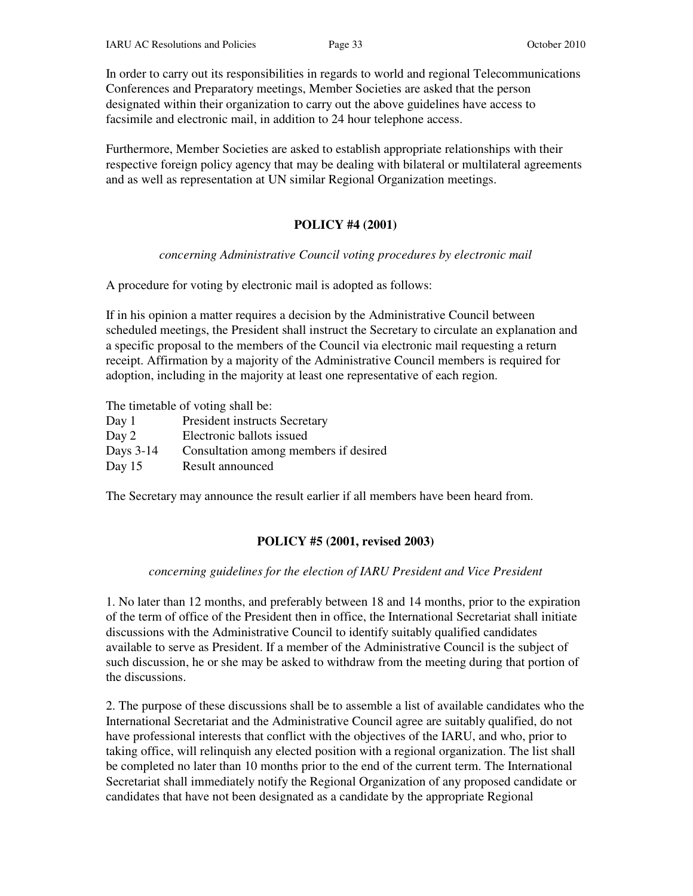In order to carry out its responsibilities in regards to world and regional Telecommunications Conferences and Preparatory meetings, Member Societies are asked that the person designated within their organization to carry out the above guidelines have access to facsimile and electronic mail, in addition to 24 hour telephone access.

Furthermore, Member Societies are asked to establish appropriate relationships with their respective foreign policy agency that may be dealing with bilateral or multilateral agreements and as well as representation at UN similar Regional Organization meetings.

## POLICY #4 (2001)

*concerning Administrative Council voting procedures by electronic mail*

A procedure for voting by electronic mail is adopted as follows:

If in his opinion a matter requires a decision by the Administrative Council between scheduled meetings, the President shall instruct the Secretary to circulate an explanation and a specific proposal to the members of the Council via electronic mail requesting a return receipt. Affirmation by a majority of the Administrative Council members is required for adoption, including in the majority at least one representative of each region.

The timetable of voting shall be:

| | |
|---|---|
| Day 1 | President instructs Secretary |
| Day 2 | Electronic ballots issued |
| Days 3-14 | Consultation among members if desired |
| Day 15 | Result announced |

The Secretary may announce the result earlier if all members have been heard from.

## POLICY #5 (2001, revised 2003)

*concerning guidelines for the election of IARU President and Vice President*

1. No later than 12 months, and preferably between 18 and 14 months, prior to the expiration of the term of office of the President then in office, the International Secretariat shall initiate discussions with the Administrative Council to identify suitably qualified candidates available to serve as President. If a member of the Administrative Council is the subject of such discussion, he or she may be asked to withdraw from the meeting during that portion of the discussions.

2. The purpose of these discussions shall be to assemble a list of available candidates who the International Secretariat and the Administrative Council agree are suitably qualified, do not have professional interests that conflict with the objectives of the IARU, and who, prior to taking office, will relinquish any elected position with a regional organization. The list shall be completed no later than 10 months prior to the end of the current term. The International Secretariat shall immediately notify the Regional Organization of any proposed candidate or candidates that have not been designated as a candidate by the appropriate Regional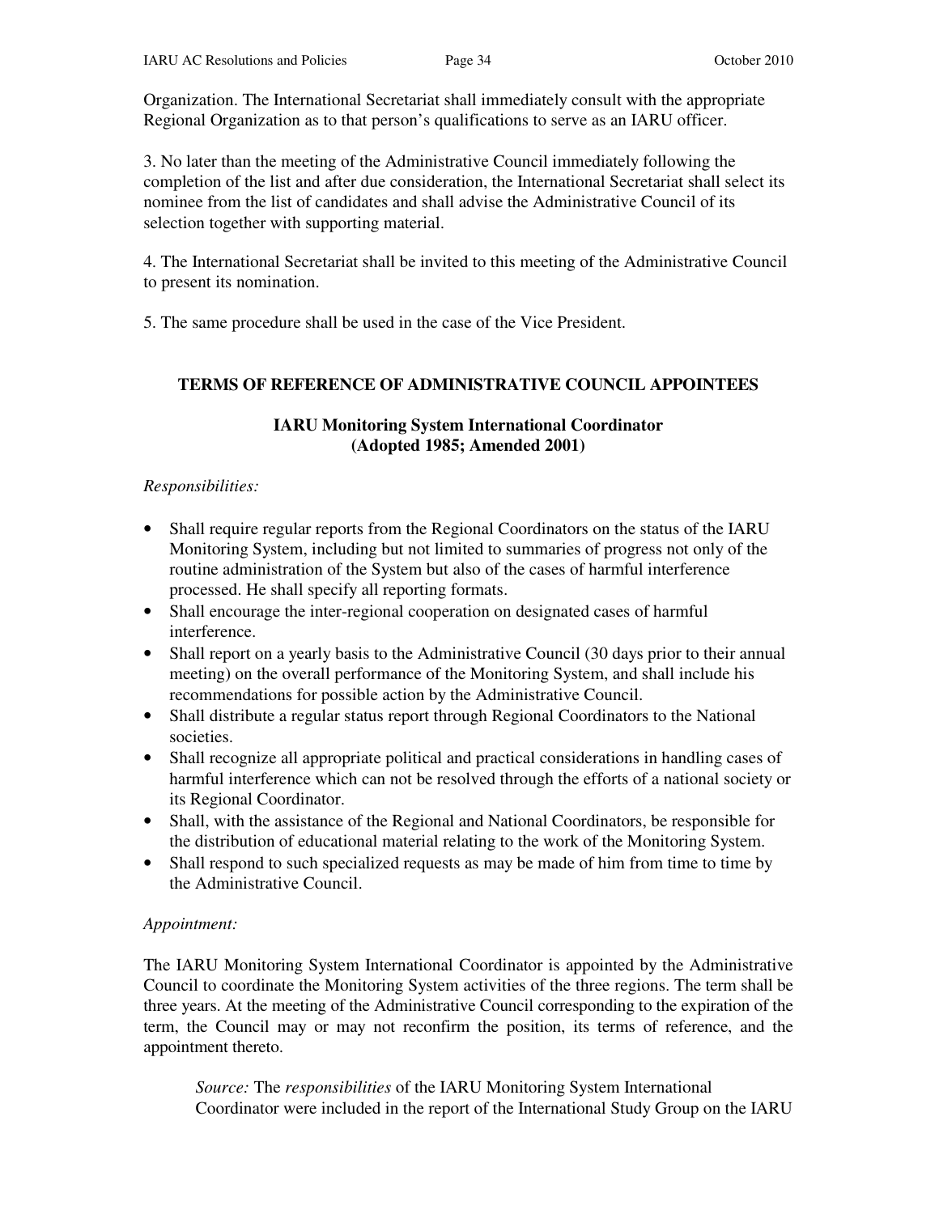Organization. The International Secretariat shall immediately consult with the appropriate Regional Organization as to that person's qualifications to serve as an IARU officer.

3. No later than the meeting of the Administrative Council immediately following the completion of the list and after due consideration, the International Secretariat shall select its nominee from the list of candidates and shall advise the Administrative Council of its selection together with supporting material.

4. The International Secretariat shall be invited to this meeting of the Administrative Council to present its nomination.

5. The same procedure shall be used in the case of the Vice President.

## TERMS OF REFERENCE OF ADMINISTRATIVE COUNCIL APPOINTEES

### IARU Monitoring System International Coordinator (Adopted 1985; Amended 2001)

*Responsibilities:*

- Shall require regular reports from the Regional Coordinators on the status of the IARU Monitoring System, including but not limited to summaries of progress not only of the routine administration of the System but also of the cases of harmful interference processed. He shall specify all reporting formats.
- Shall encourage the inter-regional cooperation on designated cases of harmful interference.
- Shall report on a yearly basis to the Administrative Council (30 days prior to their annual meeting) on the overall performance of the Monitoring System, and shall include his recommendations for possible action by the Administrative Council.
- Shall distribute a regular status report through Regional Coordinators to the National societies.
- Shall recognize all appropriate political and practical considerations in handling cases of harmful interference which can not be resolved through the efforts of a national society or its Regional Coordinator.
- Shall, with the assistance of the Regional and National Coordinators, be responsible for the distribution of educational material relating to the work of the Monitoring System.
- Shall respond to such specialized requests as may be made of him from time to time by the Administrative Council.

*Appointment:*

The IARU Monitoring System International Coordinator is appointed by the Administrative Council to coordinate the Monitoring System activities of the three regions. The term shall be three years. At the meeting of the Administrative Council corresponding to the expiration of the term, the Council may or may not reconfirm the position, its terms of reference, and the appointment thereto.

> *Source:* The *responsibilities* of the IARU Monitoring System International Coordinator were included in the report of the International Study Group on the IARU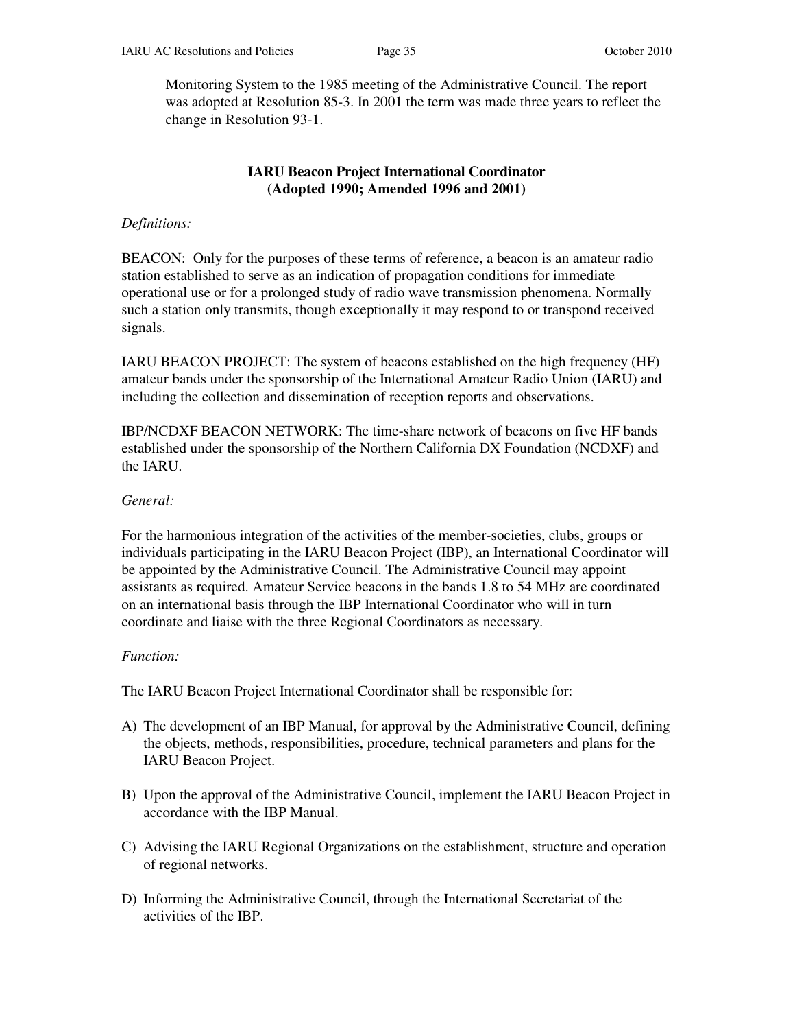Monitoring System to the 1985 meeting of the Administrative Council. The report was adopted at Resolution 85-3. In 2001 the term was made three years to reflect the change in Resolution 93-1.

## IARU Beacon Project International Coordinator (Adopted 1990; Amended 1996 and 2001)

*Definitions:*

BEACON: Only for the purposes of these terms of reference, a beacon is an amateur radio station established to serve as an indication of propagation conditions for immediate operational use or for a prolonged study of radio wave transmission phenomena. Normally such a station only transmits, though exceptionally it may respond to or transpond received signals.

IARU BEACON PROJECT: The system of beacons established on the high frequency (HF) amateur bands under the sponsorship of the International Amateur Radio Union (IARU) and including the collection and dissemination of reception reports and observations.

IBP/NCDXF BEACON NETWORK: The time-share network of beacons on five HF bands established under the sponsorship of the Northern California DX Foundation (NCDXF) and the IARU.

*General:*

For the harmonious integration of the activities of the member-societies, clubs, groups or individuals participating in the IARU Beacon Project (IBP), an International Coordinator will be appointed by the Administrative Council. The Administrative Council may appoint assistants as required. Amateur Service beacons in the bands 1.8 to 54 MHz are coordinated on an international basis through the IBP International Coordinator who will in turn coordinate and liaise with the three Regional Coordinators as necessary.

*Function:*

The IARU Beacon Project International Coordinator shall be responsible for:

A) The development of an IBP Manual, for approval by the Administrative Council, defining the objects, methods, responsibilities, procedure, technical parameters and plans for the IARU Beacon Project.

B) Upon the approval of the Administrative Council, implement the IARU Beacon Project in accordance with the IBP Manual.

C) Advising the IARU Regional Organizations on the establishment, structure and operation of regional networks.

D) Informing the Administrative Council, through the International Secretariat of the activities of the IBP.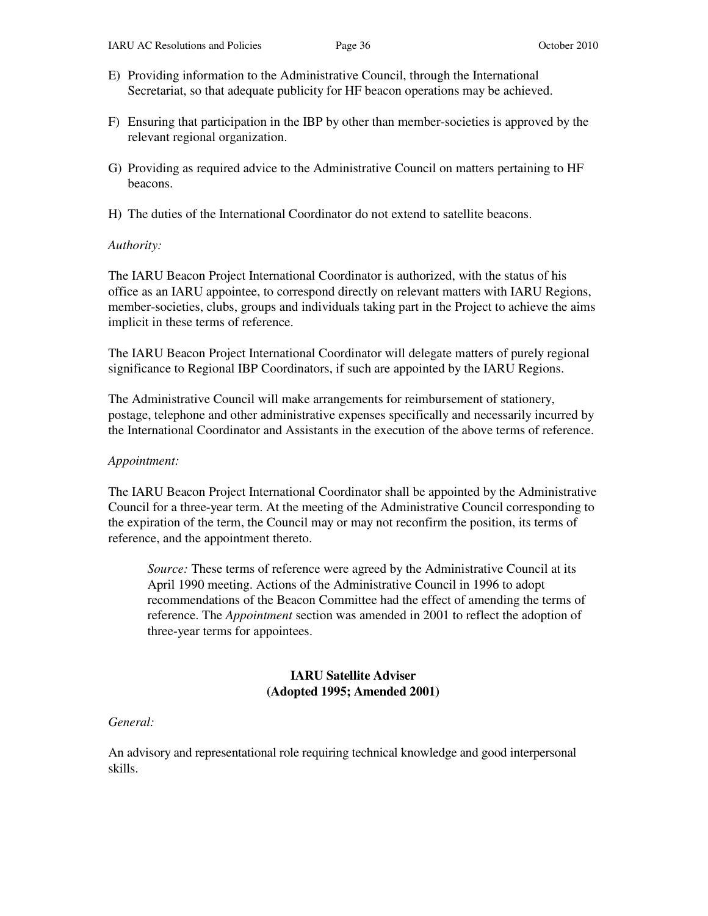E) Providing information to the Administrative Council, through the International Secretariat, so that adequate publicity for HF beacon operations may be achieved.

F) Ensuring that participation in the IBP by other than member-societies is approved by the relevant regional organization.

G) Providing as required advice to the Administrative Council on matters pertaining to HF beacons.

H) The duties of the International Coordinator do not extend to satellite beacons.

*Authority:*

The IARU Beacon Project International Coordinator is authorized, with the status of his office as an IARU appointee, to correspond directly on relevant matters with IARU Regions, member-societies, clubs, groups and individuals taking part in the Project to achieve the aims implicit in these terms of reference.

The IARU Beacon Project International Coordinator will delegate matters of purely regional significance to Regional IBP Coordinators, if such are appointed by the IARU Regions.

The Administrative Council will make arrangements for reimbursement of stationery, postage, telephone and other administrative expenses specifically and necessarily incurred by the International Coordinator and Assistants in the execution of the above terms of reference.

*Appointment:*

The IARU Beacon Project International Coordinator shall be appointed by the Administrative Council for a three-year term. At the meeting of the Administrative Council corresponding to the expiration of the term, the Council may or may not reconfirm the position, its terms of reference, and the appointment thereto.

> *Source:* These terms of reference were agreed by the Administrative Council at its April 1990 meeting. Actions of the Administrative Council in 1996 to adopt recommendations of the Beacon Committee had the effect of amending the terms of reference. The *Appointment* section was amended in 2001 to reflect the adoption of three-year terms for appointees.

## IARU Satellite Adviser
**(Adopted 1995; Amended 2001)**

*General:*

An advisory and representational role requiring technical knowledge and good interpersonal skills.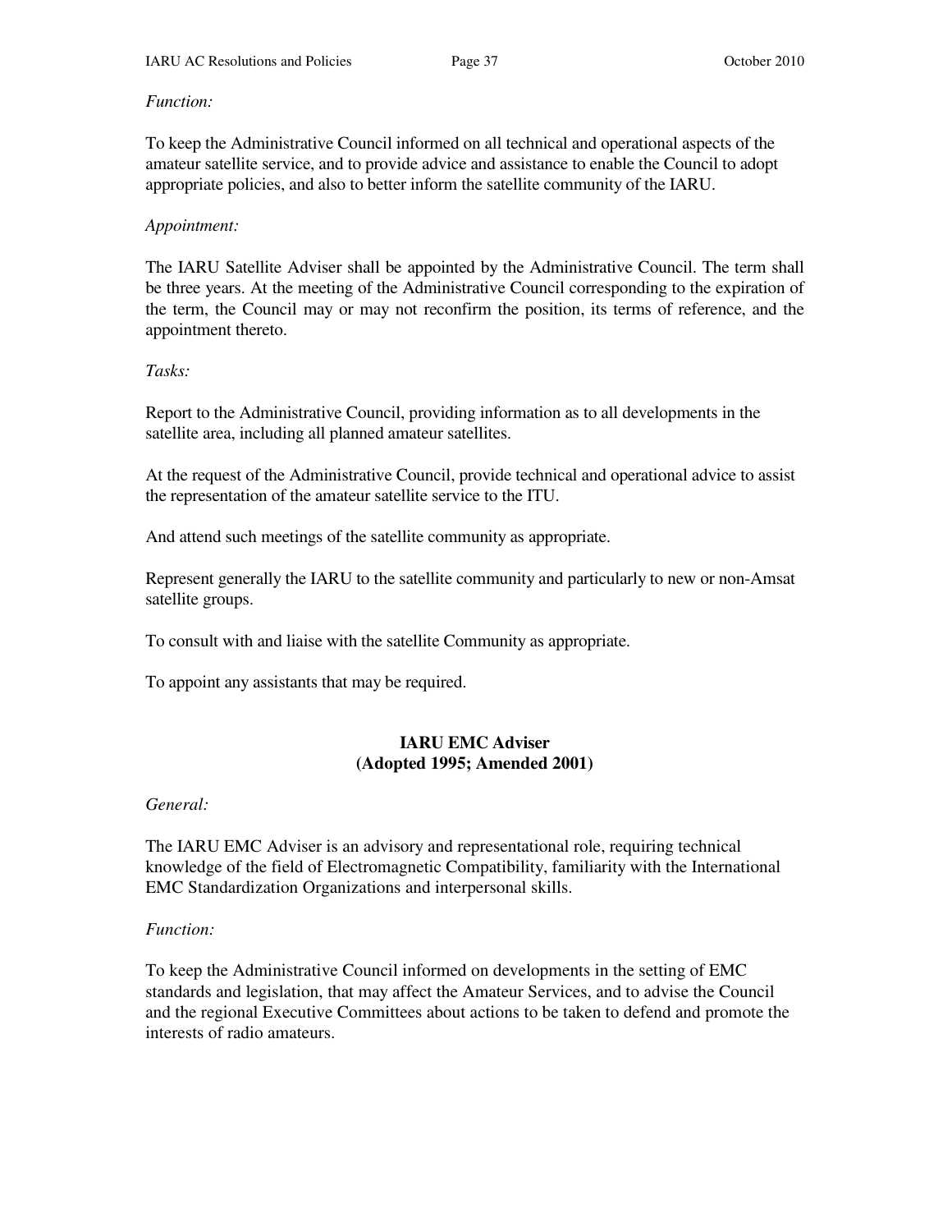*Function:*

To keep the Administrative Council informed on all technical and operational aspects of the amateur satellite service, and to provide advice and assistance to enable the Council to adopt appropriate policies, and also to better inform the satellite community of the IARU.

*Appointment:*

The IARU Satellite Adviser shall be appointed by the Administrative Council. The term shall be three years. At the meeting of the Administrative Council corresponding to the expiration of the term, the Council may or may not reconfirm the position, its terms of reference, and the appointment thereto.

*Tasks:*

Report to the Administrative Council, providing information as to all developments in the satellite area, including all planned amateur satellites.

At the request of the Administrative Council, provide technical and operational advice to assist the representation of the amateur satellite service to the ITU.

And attend such meetings of the satellite community as appropriate.

Represent generally the IARU to the satellite community and particularly to new or non-Amsat satellite groups.

To consult with and liaise with the satellite Community as appropriate.

To appoint any assistants that may be required.

### IARU EMC Adviser
### (Adopted 1995; Amended 2001)

*General:*

The IARU EMC Adviser is an advisory and representational role, requiring technical knowledge of the field of Electromagnetic Compatibility, familiarity with the International EMC Standardization Organizations and interpersonal skills.

*Function:*

To keep the Administrative Council informed on developments in the setting of EMC standards and legislation, that may affect the Amateur Services, and to advise the Council and the regional Executive Committees about actions to be taken to defend and promote the interests of radio amateurs.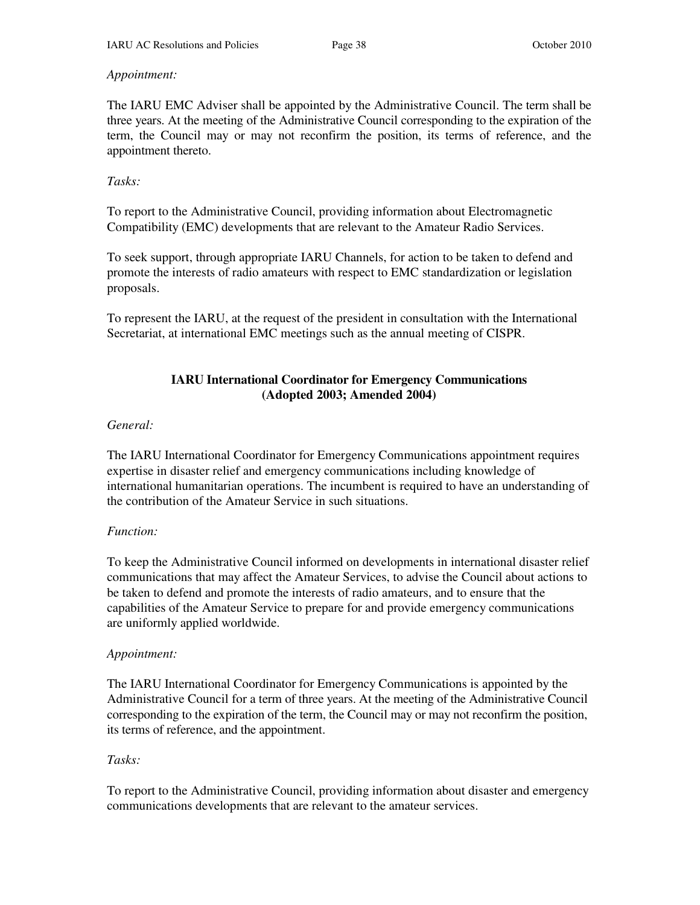*Appointment:*

The IARU EMC Adviser shall be appointed by the Administrative Council. The term shall be three years. At the meeting of the Administrative Council corresponding to the expiration of the term, the Council may or may not reconfirm the position, its terms of reference, and the appointment thereto.

*Tasks:*

To report to the Administrative Council, providing information about Electromagnetic Compatibility (EMC) developments that are relevant to the Amateur Radio Services.

To seek support, through appropriate IARU Channels, for action to be taken to defend and promote the interests of radio amateurs with respect to EMC standardization or legislation proposals.

To represent the IARU, at the request of the president in consultation with the International Secretariat, at international EMC meetings such as the annual meeting of CISPR.

### IARU International Coordinator for Emergency Communications (Adopted 2003; Amended 2004)

*General:*

The IARU International Coordinator for Emergency Communications appointment requires expertise in disaster relief and emergency communications including knowledge of international humanitarian operations. The incumbent is required to have an understanding of the contribution of the Amateur Service in such situations.

*Function:*

To keep the Administrative Council informed on developments in international disaster relief communications that may affect the Amateur Services, to advise the Council about actions to be taken to defend and promote the interests of radio amateurs, and to ensure that the capabilities of the Amateur Service to prepare for and provide emergency communications are uniformly applied worldwide.

*Appointment:*

The IARU International Coordinator for Emergency Communications is appointed by the Administrative Council for a term of three years. At the meeting of the Administrative Council corresponding to the expiration of the term, the Council may or may not reconfirm the position, its terms of reference, and the appointment.

*Tasks:*

To report to the Administrative Council, providing information about disaster and emergency communications developments that are relevant to the amateur services.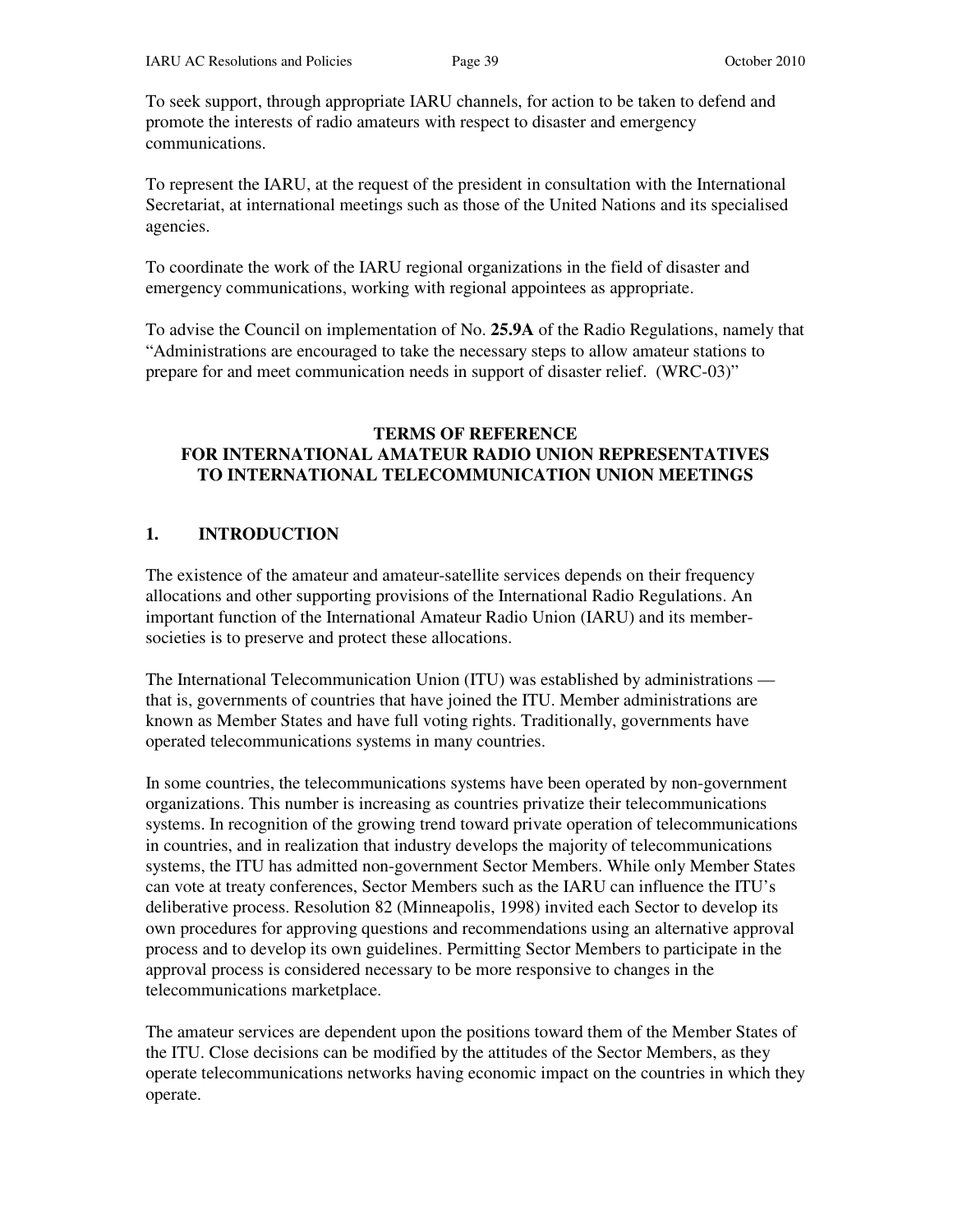To seek support, through appropriate IARU channels, for action to be taken to defend and promote the interests of radio amateurs with respect to disaster and emergency communications.

To represent the IARU, at the request of the president in consultation with the International Secretariat, at international meetings such as those of the United Nations and its specialised agencies.

To coordinate the work of the IARU regional organizations in the field of disaster and emergency communications, working with regional appointees as appropriate.

To advise the Council on implementation of No. **25.9A** of the Radio Regulations, namely that "Administrations are encouraged to take the necessary steps to allow amateur stations to prepare for and meet communication needs in support of disaster relief. (WRC-03)"

## TERMS OF REFERENCE FOR INTERNATIONAL AMATEUR RADIO UNION REPRESENTATIVES TO INTERNATIONAL TELECOMMUNICATION UNION MEETINGS

### 1. INTRODUCTION

The existence of the amateur and amateur-satellite services depends on their frequency allocations and other supporting provisions of the International Radio Regulations. An important function of the International Amateur Radio Union (IARU) and its member-societies is to preserve and protect these allocations.

The International Telecommunication Union (ITU) was established by administrations — that is, governments of countries that have joined the ITU. Member administrations are known as Member States and have full voting rights. Traditionally, governments have operated telecommunications systems in many countries.

In some countries, the telecommunications systems have been operated by non-government organizations. This number is increasing as countries privatize their telecommunications systems. In recognition of the growing trend toward private operation of telecommunications in countries, and in realization that industry develops the majority of telecommunications systems, the ITU has admitted non-government Sector Members. While only Member States can vote at treaty conferences, Sector Members such as the IARU can influence the ITU's deliberative process. Resolution 82 (Minneapolis, 1998) invited each Sector to develop its own procedures for approving questions and recommendations using an alternative approval process and to develop its own guidelines. Permitting Sector Members to participate in the approval process is considered necessary to be more responsive to changes in the telecommunications marketplace.

The amateur services are dependent upon the positions toward them of the Member States of the ITU. Close decisions can be modified by the attitudes of the Sector Members, as they operate telecommunications networks having economic impact on the countries in which they operate.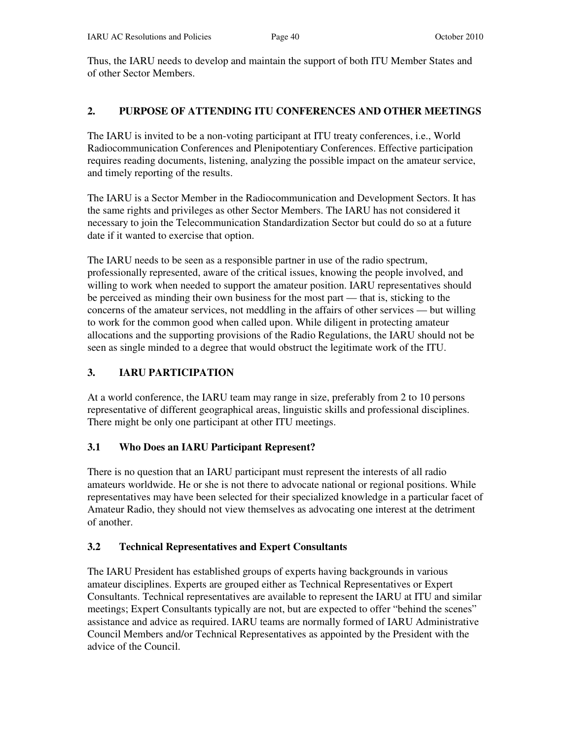Thus, the IARU needs to develop and maintain the support of both ITU Member States and of other Sector Members.

## 2. PURPOSE OF ATTENDING ITU CONFERENCES AND OTHER MEETINGS

The IARU is invited to be a non-voting participant at ITU treaty conferences, i.e., World Radiocommunication Conferences and Plenipotentiary Conferences. Effective participation requires reading documents, listening, analyzing the possible impact on the amateur service, and timely reporting of the results.

The IARU is a Sector Member in the Radiocommunication and Development Sectors. It has the same rights and privileges as other Sector Members. The IARU has not considered it necessary to join the Telecommunication Standardization Sector but could do so at a future date if it wanted to exercise that option.

The IARU needs to be seen as a responsible partner in use of the radio spectrum, professionally represented, aware of the critical issues, knowing the people involved, and willing to work when needed to support the amateur position. IARU representatives should be perceived as minding their own business for the most part — that is, sticking to the concerns of the amateur services, not meddling in the affairs of other services — but willing to work for the common good when called upon. While diligent in protecting amateur allocations and the supporting provisions of the Radio Regulations, the IARU should not be seen as single minded to a degree that would obstruct the legitimate work of the ITU.

## 3. IARU PARTICIPATION

At a world conference, the IARU team may range in size, preferably from 2 to 10 persons representative of different geographical areas, linguistic skills and professional disciplines. There might be only one participant at other ITU meetings.

### 3.1 Who Does an IARU Participant Represent?

There is no question that an IARU participant must represent the interests of all radio amateurs worldwide. He or she is not there to advocate national or regional positions. While representatives may have been selected for their specialized knowledge in a particular facet of Amateur Radio, they should not view themselves as advocating one interest at the detriment of another.

### 3.2 Technical Representatives and Expert Consultants

The IARU President has established groups of experts having backgrounds in various amateur disciplines. Experts are grouped either as Technical Representatives or Expert Consultants. Technical representatives are available to represent the IARU at ITU and similar meetings; Expert Consultants typically are not, but are expected to offer "behind the scenes" assistance and advice as required. IARU teams are normally formed of IARU Administrative Council Members and/or Technical Representatives as appointed by the President with the advice of the Council.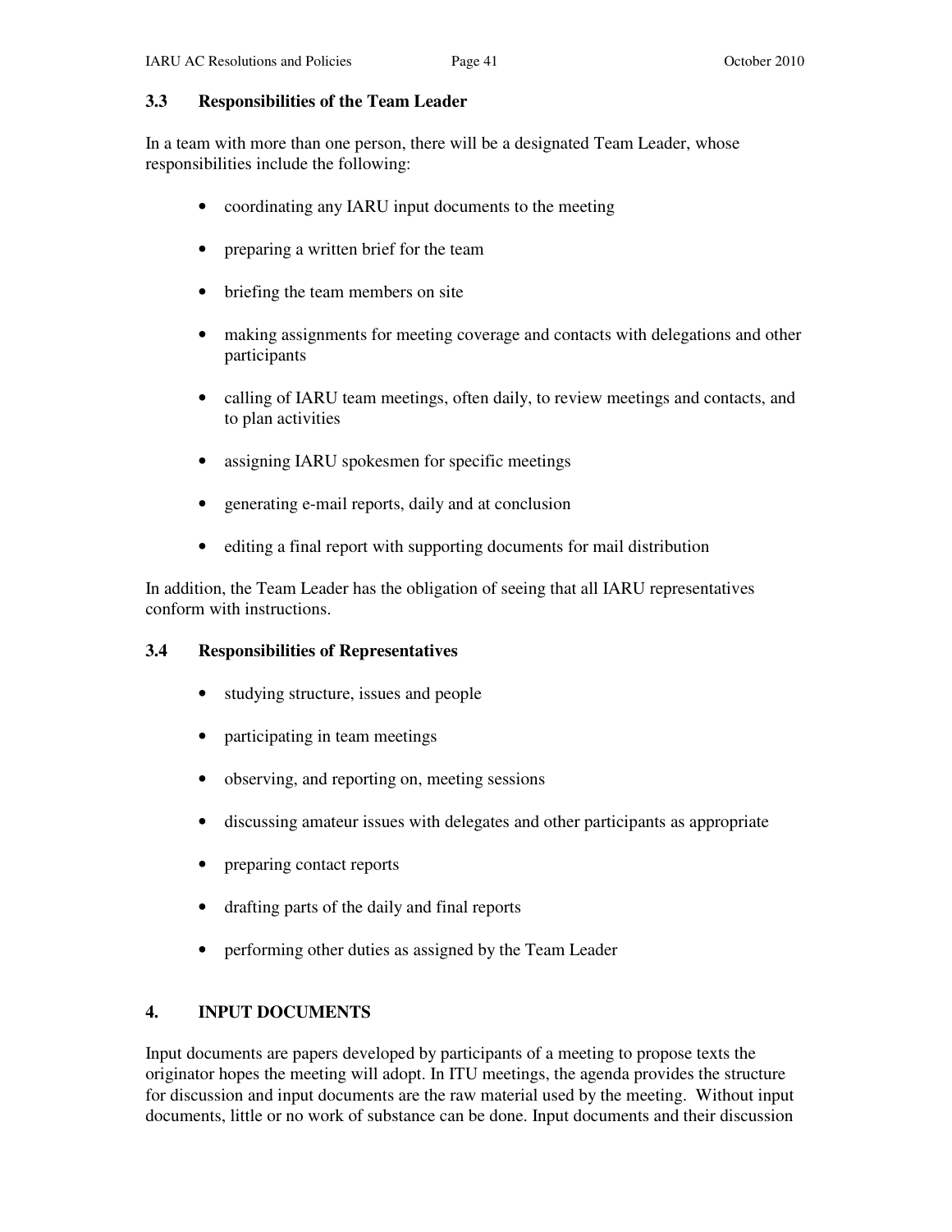### 3.3 Responsibilities of the Team Leader

In a team with more than one person, there will be a designated Team Leader, whose responsibilities include the following:

- coordinating any IARU input documents to the meeting
- preparing a written brief for the team
- briefing the team members on site
- making assignments for meeting coverage and contacts with delegations and other participants
- calling of IARU team meetings, often daily, to review meetings and contacts, and to plan activities
- assigning IARU spokesmen for specific meetings
- generating e-mail reports, daily and at conclusion
- editing a final report with supporting documents for mail distribution

In addition, the Team Leader has the obligation of seeing that all IARU representatives conform with instructions.

### 3.4 Responsibilities of Representatives

- studying structure, issues and people
- participating in team meetings
- observing, and reporting on, meeting sessions
- discussing amateur issues with delegates and other participants as appropriate
- preparing contact reports
- drafting parts of the daily and final reports
- performing other duties as assigned by the Team Leader

## 4. INPUT DOCUMENTS

Input documents are papers developed by participants of a meeting to propose texts the originator hopes the meeting will adopt. In ITU meetings, the agenda provides the structure for discussion and input documents are the raw material used by the meeting. Without input documents, little or no work of substance can be done. Input documents and their discussion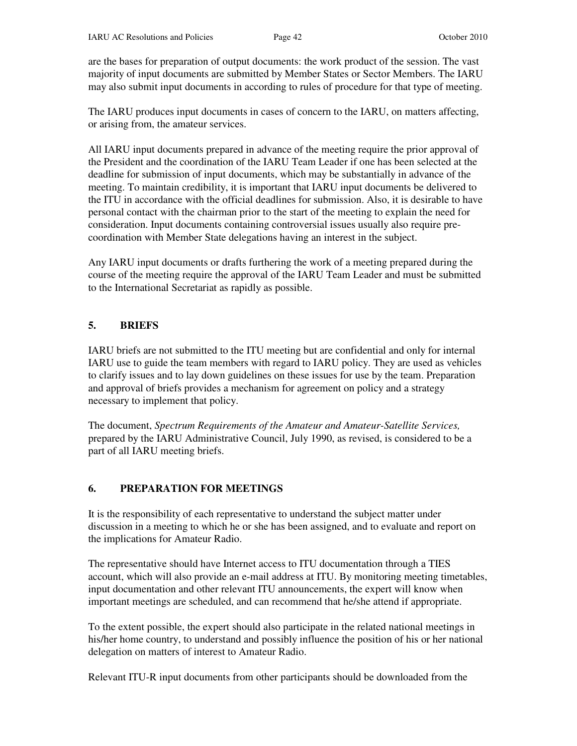are the bases for preparation of output documents: the work product of the session. The vast majority of input documents are submitted by Member States or Sector Members. The IARU may also submit input documents in according to rules of procedure for that type of meeting.

The IARU produces input documents in cases of concern to the IARU, on matters affecting, or arising from, the amateur services.

All IARU input documents prepared in advance of the meeting require the prior approval of the President and the coordination of the IARU Team Leader if one has been selected at the deadline for submission of input documents, which may be substantially in advance of the meeting. To maintain credibility, it is important that IARU input documents be delivered to the ITU in accordance with the official deadlines for submission. Also, it is desirable to have personal contact with the chairman prior to the start of the meeting to explain the need for consideration. Input documents containing controversial issues usually also require pre-coordination with Member State delegations having an interest in the subject.

Any IARU input documents or drafts furthering the work of a meeting prepared during the course of the meeting require the approval of the IARU Team Leader and must be submitted to the International Secretariat as rapidly as possible.

## 5. BRIEFS

IARU briefs are not submitted to the ITU meeting but are confidential and only for internal IARU use to guide the team members with regard to IARU policy. They are used as vehicles to clarify issues and to lay down guidelines on these issues for use by the team. Preparation and approval of briefs provides a mechanism for agreement on policy and a strategy necessary to implement that policy.

The document, *Spectrum Requirements of the Amateur and Amateur-Satellite Services,* prepared by the IARU Administrative Council, July 1990, as revised, is considered to be a part of all IARU meeting briefs.

## 6. PREPARATION FOR MEETINGS

It is the responsibility of each representative to understand the subject matter under discussion in a meeting to which he or she has been assigned, and to evaluate and report on the implications for Amateur Radio.

The representative should have Internet access to ITU documentation through a TIES account, which will also provide an e-mail address at ITU. By monitoring meeting timetables, input documentation and other relevant ITU announcements, the expert will know when important meetings are scheduled, and can recommend that he/she attend if appropriate.

To the extent possible, the expert should also participate in the related national meetings in his/her home country, to understand and possibly influence the position of his or her national delegation on matters of interest to Amateur Radio.

Relevant ITU-R input documents from other participants should be downloaded from the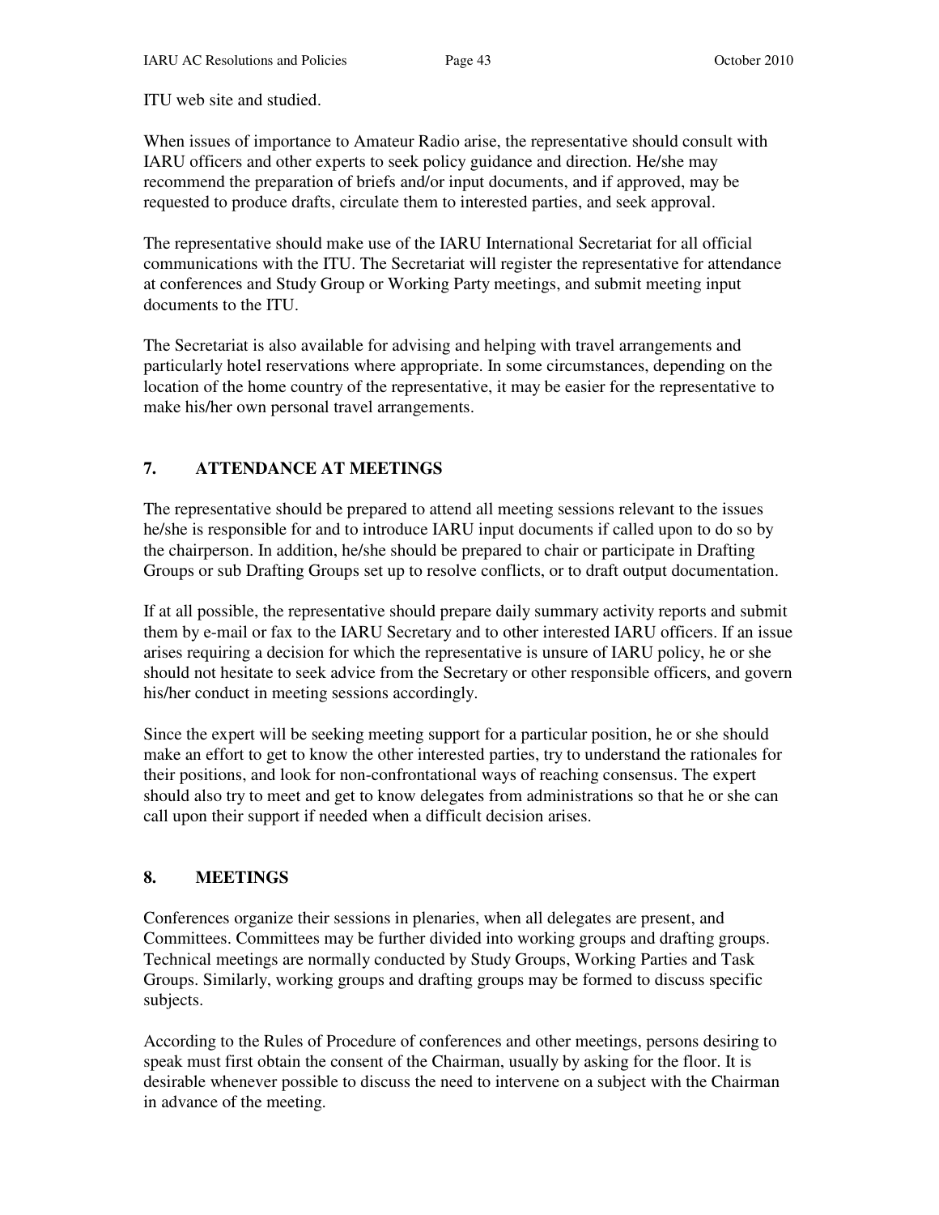ITU web site and studied.

When issues of importance to Amateur Radio arise, the representative should consult with IARU officers and other experts to seek policy guidance and direction. He/she may recommend the preparation of briefs and/or input documents, and if approved, may be requested to produce drafts, circulate them to interested parties, and seek approval.

The representative should make use of the IARU International Secretariat for all official communications with the ITU. The Secretariat will register the representative for attendance at conferences and Study Group or Working Party meetings, and submit meeting input documents to the ITU.

The Secretariat is also available for advising and helping with travel arrangements and particularly hotel reservations where appropriate. In some circumstances, depending on the location of the home country of the representative, it may be easier for the representative to make his/her own personal travel arrangements.

## 7. ATTENDANCE AT MEETINGS

The representative should be prepared to attend all meeting sessions relevant to the issues he/she is responsible for and to introduce IARU input documents if called upon to do so by the chairperson. In addition, he/she should be prepared to chair or participate in Drafting Groups or sub Drafting Groups set up to resolve conflicts, or to draft output documentation.

If at all possible, the representative should prepare daily summary activity reports and submit them by e-mail or fax to the IARU Secretary and to other interested IARU officers. If an issue arises requiring a decision for which the representative is unsure of IARU policy, he or she should not hesitate to seek advice from the Secretary or other responsible officers, and govern his/her conduct in meeting sessions accordingly.

Since the expert will be seeking meeting support for a particular position, he or she should make an effort to get to know the other interested parties, try to understand the rationales for their positions, and look for non-confrontational ways of reaching consensus. The expert should also try to meet and get to know delegates from administrations so that he or she can call upon their support if needed when a difficult decision arises.

## 8. MEETINGS

Conferences organize their sessions in plenaries, when all delegates are present, and Committees. Committees may be further divided into working groups and drafting groups. Technical meetings are normally conducted by Study Groups, Working Parties and Task Groups. Similarly, working groups and drafting groups may be formed to discuss specific subjects.

According to the Rules of Procedure of conferences and other meetings, persons desiring to speak must first obtain the consent of the Chairman, usually by asking for the floor. It is desirable whenever possible to discuss the need to intervene on a subject with the Chairman in advance of the meeting.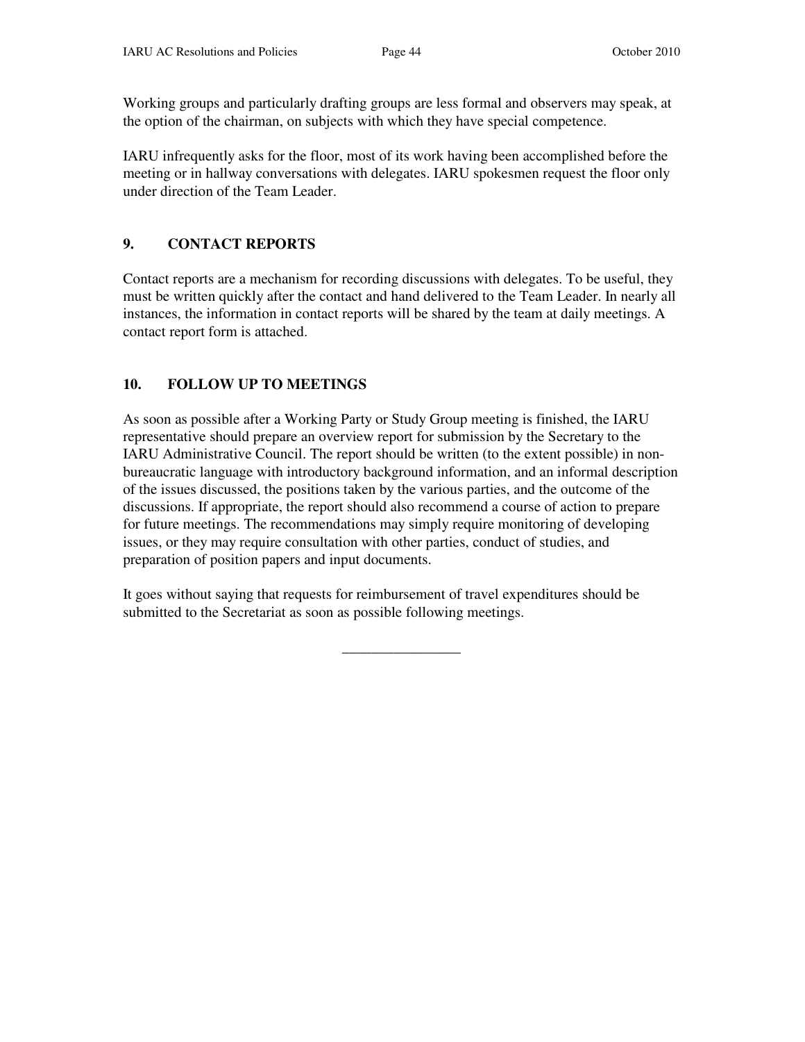Working groups and particularly drafting groups are less formal and observers may speak, at the option of the chairman, on subjects with which they have special competence.

IARU infrequently asks for the floor, most of its work having been accomplished before the meeting or in hallway conversations with delegates. IARU spokesmen request the floor only under direction of the Team Leader.

## 9. CONTACT REPORTS

Contact reports are a mechanism for recording discussions with delegates. To be useful, they must be written quickly after the contact and hand delivered to the Team Leader. In nearly all instances, the information in contact reports will be shared by the team at daily meetings. A contact report form is attached.

## 10. FOLLOW UP TO MEETINGS

As soon as possible after a Working Party or Study Group meeting is finished, the IARU representative should prepare an overview report for submission by the Secretary to the IARU Administrative Council. The report should be written (to the extent possible) in non-bureaucratic language with introductory background information, and an informal description of the issues discussed, the positions taken by the various parties, and the outcome of the discussions. If appropriate, the report should also recommend a course of action to prepare for future meetings. The recommendations may simply require monitoring of developing issues, or they may require consultation with other parties, conduct of studies, and preparation of position papers and input documents.

It goes without saying that requests for reimbursement of travel expenditures should be submitted to the Secretariat as soon as possible following meetings.

\_\_\_\_\_\_\_\_\_\_\_\_\_\_\_\_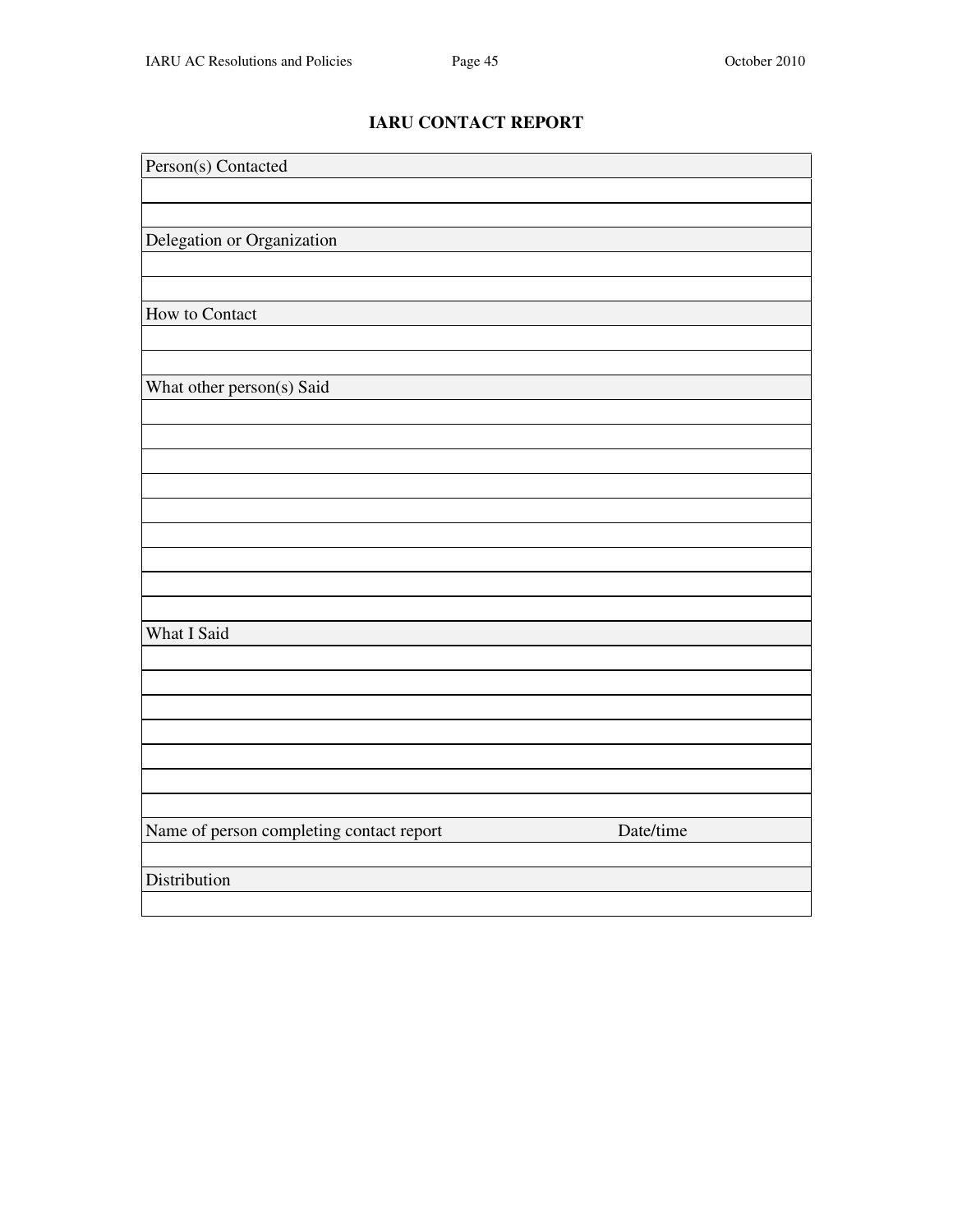## IARU CONTACT REPORT

| | |
|---|---|
| Person(s) Contacted | |
| | |
| | |
| Delegation or Organization | |
| | |
| | |
| How to Contact | |
| | |
| | |
| What other person(s) Said | |
| | |
| | |
| | |
| | |
| | |
| | |
| | |
| | |
| | |
| What I Said | |
| | |
| | |
| | |
| | |
| | |
| | |
| | |
| Name of person completing contact report | Date/time |
| | |
| Distribution | |
| | |